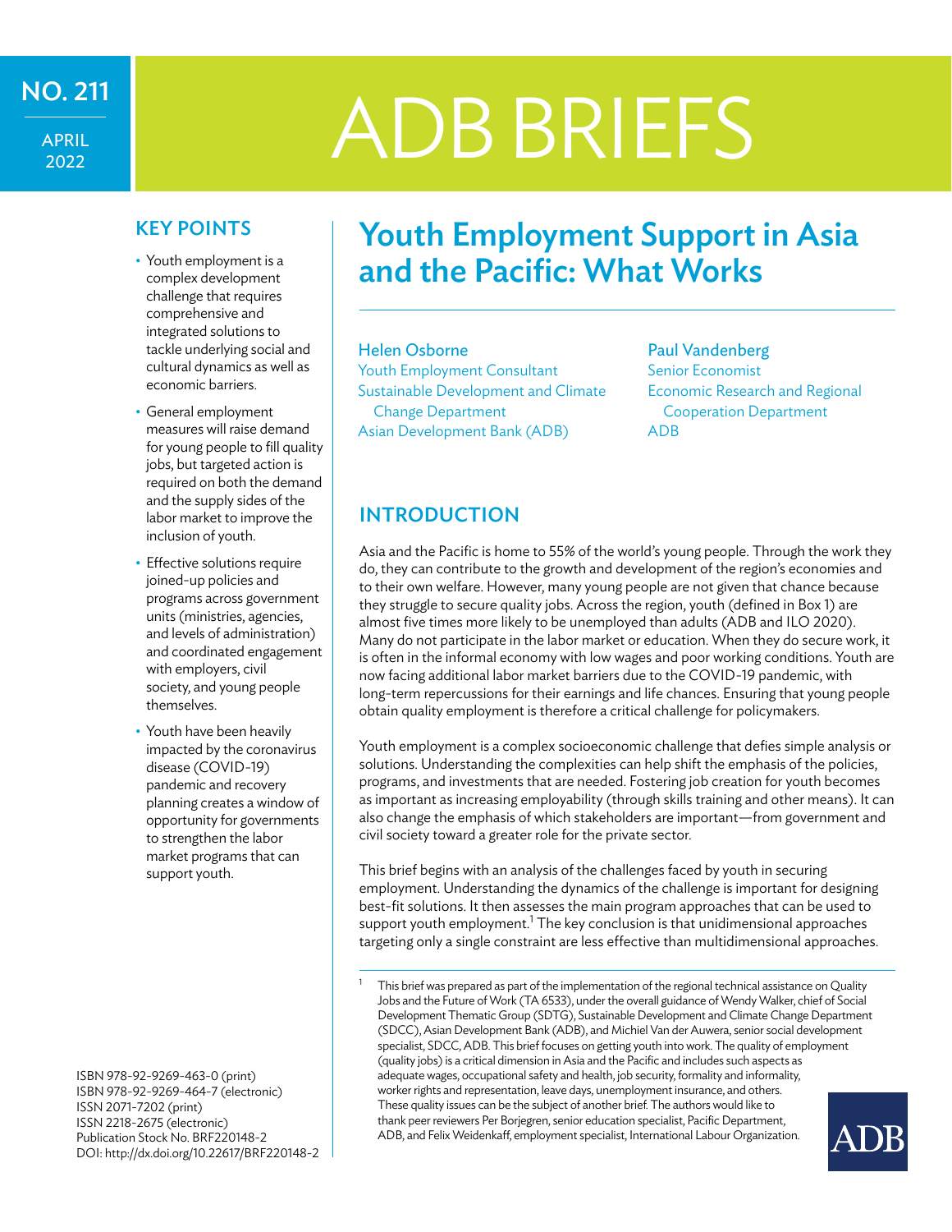NO. 211

APRIL 2022

# ADB BRIEFS

# Youth Employment Support in Asia and the Pacific: What Works

**Helen Osborne**
Youth Employment Consultant
Sustainable Development and Climate Change Department
Asian Development Bank (ADB)

**Paul Vandenberg**
Senior Economist
Economic Research and Regional Cooperation Department
ADB

## KEY POINTS

- Youth employment is a complex development challenge that requires comprehensive and integrated solutions to tackle underlying social and cultural dynamics as well as economic barriers.
- General employment measures will raise demand for young people to fill quality jobs, but targeted action is required on both the demand and the supply sides of the labor market to improve the inclusion of youth.
- Effective solutions require joined-up policies and programs across government units (ministries, agencies, and levels of administration) and coordinated engagement with employers, civil society, and young people themselves.
- Youth have been heavily impacted by the coronavirus disease (COVID-19) pandemic and recovery planning creates a window of opportunity for governments to strengthen the labor market programs that can support youth.

ISBN 978-92-9269-463-0 (print)
ISBN 978-92-9269-464-7 (electronic)
ISSN 2071-7202 (print)
ISSN 2218-2675 (electronic)
Publication Stock No. BRF220148-2
DOI: http://dx.doi.org/10.22617/BRF220148-2

## INTRODUCTION

Asia and the Pacific is home to 55% of the world's young people. Through the work they do, they can contribute to the growth and development of the region's economies and to their own welfare. However, many young people are not given that chance because they struggle to secure quality jobs. Across the region, youth (defined in Box 1) are almost five times more likely to be unemployed than adults (ADB and ILO 2020). Many do not participate in the labor market or education. When they do secure work, it is often in the informal economy with low wages and poor working conditions. Youth are now facing additional labor market barriers due to the COVID-19 pandemic, with long-term repercussions for their earnings and life chances. Ensuring that young people obtain quality employment is therefore a critical challenge for policymakers.

Youth employment is a complex socioeconomic challenge that defies simple analysis or solutions. Understanding the complexities can help shift the emphasis of the policies, programs, and investments that are needed. Fostering job creation for youth becomes as important as increasing employability (through skills training and other means). It can also change the emphasis of which stakeholders are important—from government and civil society toward a greater role for the private sector.

This brief begins with an analysis of the challenges faced by youth in securing employment. Understanding the dynamics of the challenge is important for designing best-fit solutions. It then assesses the main program approaches that can be used to support youth employment.[1] The key conclusion is that unidimensional approaches targeting only a single constraint are less effective than multidimensional approaches.

[1] This brief was prepared as part of the implementation of the regional technical assistance on Quality Jobs and the Future of Work (TA 6533), under the overall guidance of Wendy Walker, chief of Social Development Thematic Group (SDTG), Sustainable Development and Climate Change Department (SDCC), Asian Development Bank (ADB), and Michiel Van der Auwera, senior social development specialist, SDCC, ADB. This brief focuses on getting youth into work. The quality of employment (quality jobs) is a critical dimension in Asia and the Pacific and includes such aspects as adequate wages, occupational safety and health, job security, formality and informality, worker rights and representation, leave days, unemployment insurance, and others. These quality issues can be the subject of another brief. The authors would like to thank peer reviewers Per Borjegren, senior education specialist, Pacific Department, ADB, and Felix Weidenkaff, employment specialist, International Labour Organization.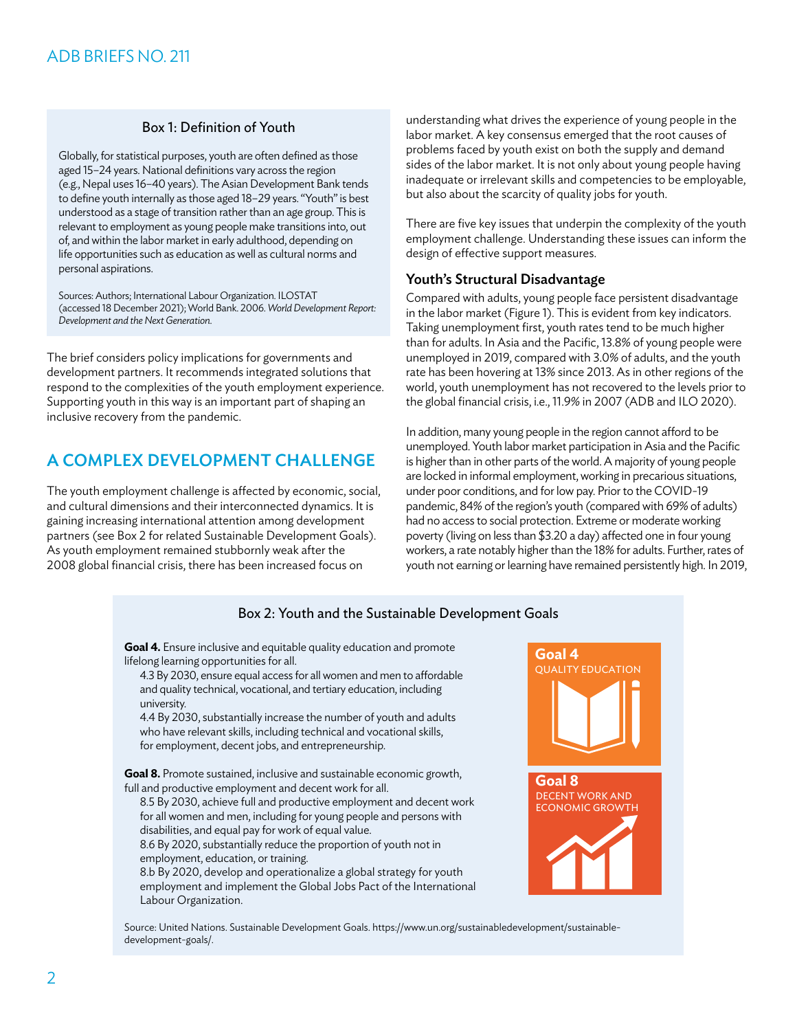### Box 1: Definition of Youth

Globally, for statistical purposes, youth are often defined as those aged 15–24 years. National definitions vary across the region (e.g., Nepal uses 16–40 years). The Asian Development Bank tends to define youth internally as those aged 18–29 years. "Youth" is best understood as a stage of transition rather than an age group. This is relevant to employment as young people make transitions into, out of, and within the labor market in early adulthood, depending on life opportunities such as education as well as cultural norms and personal aspirations.

Sources: Authors; International Labour Organization. ILOSTAT (accessed 18 December 2021); World Bank. 2006. *World Development Report: Development and the Next Generation.*

The brief considers policy implications for governments and development partners. It recommends integrated solutions that respond to the complexities of the youth employment experience. Supporting youth in this way is an important part of shaping an inclusive recovery from the pandemic.

## A COMPLEX DEVELOPMENT CHALLENGE

The youth employment challenge is affected by economic, social, and cultural dimensions and their interconnected dynamics. It is gaining increasing international attention among development partners (see Box 2 for related Sustainable Development Goals). As youth employment remained stubbornly weak after the 2008 global financial crisis, there has been increased focus on understanding what drives the experience of young people in the labor market. A key consensus emerged that the root causes of problems faced by youth exist on both the supply and demand sides of the labor market. It is not only about young people having inadequate or irrelevant skills and competencies to be employable, but also about the scarcity of quality jobs for youth.

There are five key issues that underpin the complexity of the youth employment challenge. Understanding these issues can inform the design of effective support measures.

### Youth's Structural Disadvantage

Compared with adults, young people face persistent disadvantage in the labor market (Figure 1). This is evident from key indicators. Taking unemployment first, youth rates tend to be much higher than for adults. In Asia and the Pacific, 13.8% of young people were unemployed in 2019, compared with 3.0% of adults, and the youth rate has been hovering at 13% since 2013. As in other regions of the world, youth unemployment has not recovered to the levels prior to the global financial crisis, i.e., 11.9% in 2007 (ADB and ILO 2020).

In addition, many young people in the region cannot afford to be unemployed. Youth labor market participation in Asia and the Pacific is higher than in other parts of the world. A majority of young people are locked in informal employment, working in precarious situations, under poor conditions, and for low pay. Prior to the COVID-19 pandemic, 84% of the region's youth (compared with 69% of adults) had no access to social protection. Extreme or moderate working poverty (living on less than $3.20 a day) affected one in four young workers, a rate notably higher than the 18% for adults. Further, rates of youth not earning or learning have remained persistently high. In 2019,

### Box 2: Youth and the Sustainable Development Goals

**Goal 4.** Ensure inclusive and equitable quality education and promote lifelong learning opportunities for all.

4.3 By 2030, ensure equal access for all women and men to affordable and quality technical, vocational, and tertiary education, including university.

4.4 By 2030, substantially increase the number of youth and adults who have relevant skills, including technical and vocational skills, for employment, decent jobs, and entrepreneurship.

**Goal 8.** Promote sustained, inclusive and sustainable economic growth, full and productive employment and decent work for all.

8.5 By 2030, achieve full and productive employment and decent work for all women and men, including for young people and persons with disabilities, and equal pay for work of equal value.

8.6 By 2020, substantially reduce the proportion of youth not in employment, education, or training.

8.b By 2020, develop and operationalize a global strategy for youth employment and implement the Global Jobs Pact of the International Labour Organization.

Goal 4 QUALITY EDUCATION

Goal 8 DECENT WORK AND ECONOMIC GROWTH

Source: United Nations. Sustainable Development Goals. https://www.un.org/sustainabledevelopment/sustainable-development-goals/.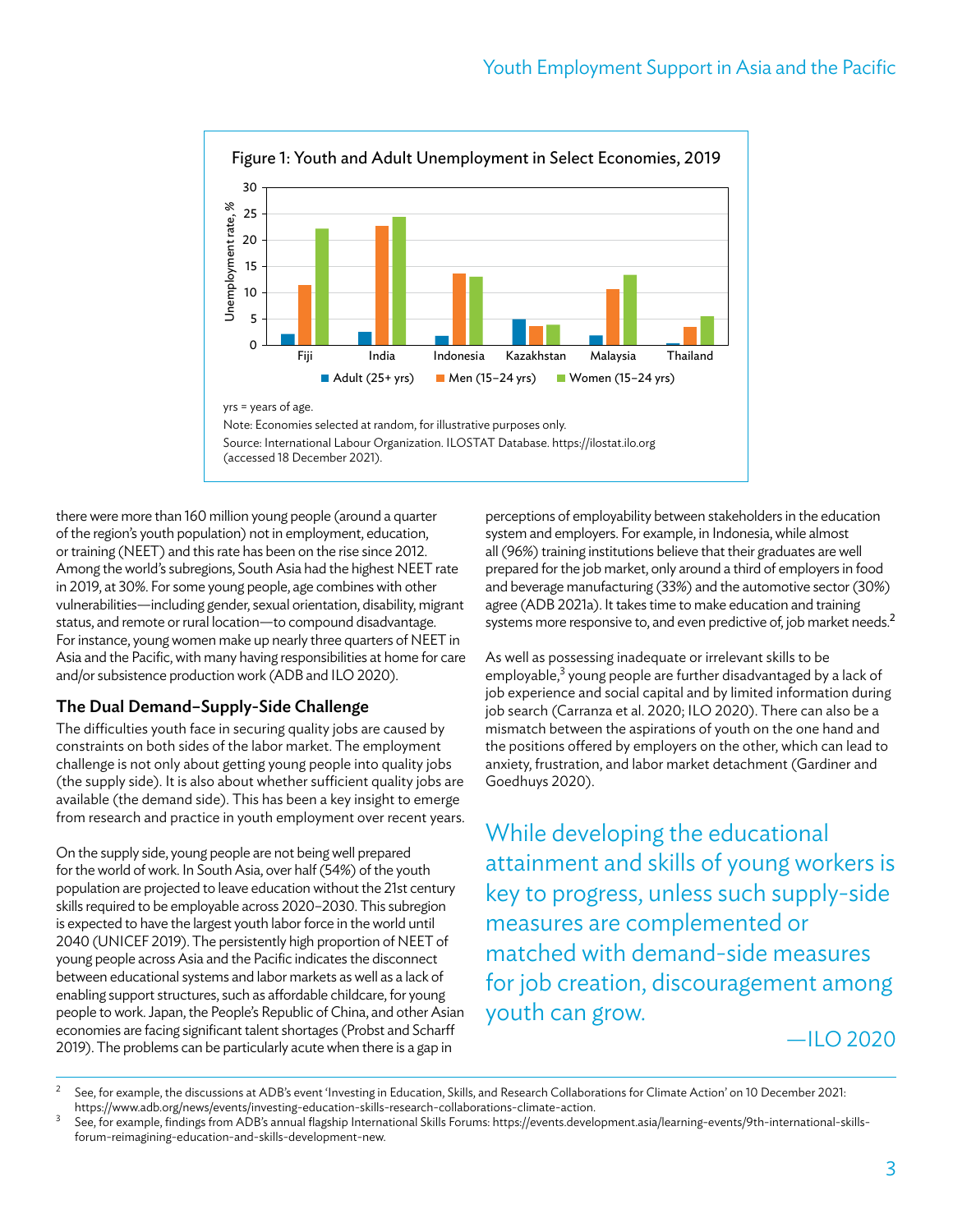Figure 1: Youth and Adult Unemployment in Select Economies, 2019

yrs = years of age.

Note: Economies selected at random, for illustrative purposes only.

Source: International Labour Organization. ILOSTAT Database. https://ilostat.ilo.org (accessed 18 December 2021).

there were more than 160 million young people (around a quarter of the region's youth population) not in employment, education, or training (NEET) and this rate has been on the rise since 2012. Among the world's subregions, South Asia had the highest NEET rate in 2019, at 30%. For some young people, age combines with other vulnerabilities—including gender, sexual orientation, disability, migrant status, and remote or rural location—to compound disadvantage. For instance, young women make up nearly three quarters of NEET in Asia and the Pacific, with many having responsibilities at home for care and/or subsistence production work (ADB and ILO 2020).

### The Dual Demand–Supply-Side Challenge

The difficulties youth face in securing quality jobs are caused by constraints on both sides of the labor market. The employment challenge is not only about getting young people into quality jobs (the supply side). It is also about whether sufficient quality jobs are available (the demand side). This has been a key insight to emerge from research and practice in youth employment over recent years.

On the supply side, young people are not being well prepared for the world of work. In South Asia, over half (54%) of the youth population are projected to leave education without the 21st century skills required to be employable across 2020–2030. This subregion is expected to have the largest youth labor force in the world until 2040 (UNICEF 2019). The persistently high proportion of NEET of young people across Asia and the Pacific indicates the disconnect between educational systems and labor markets as well as a lack of enabling support structures, such as affordable childcare, for young people to work. Japan, the People's Republic of China, and other Asian economies are facing significant talent shortages (Probst and Scharff 2019). The problems can be particularly acute when there is a gap in perceptions of employability between stakeholders in the education system and employers. For example, in Indonesia, while almost all (96%) training institutions believe that their graduates are well prepared for the job market, only around a third of employers in food and beverage manufacturing (33%) and the automotive sector (30%) agree (ADB 2021a). It takes time to make education and training systems more responsive to, and even predictive of, job market needs.[2]

As well as possessing inadequate or irrelevant skills to be employable,[3] young people are further disadvantaged by a lack of job experience and social capital and by limited information during job search (Carranza et al. 2020; ILO 2020). There can also be a mismatch between the aspirations of youth on the one hand and the positions offered by employers on the other, which can lead to anxiety, frustration, and labor market detachment (Gardiner and Goedhuys 2020).

> While developing the educational attainment and skills of young workers is key to progress, unless such supply-side measures are complemented or matched with demand-side measures for job creation, discouragement among youth can grow.
>
> —ILO 2020

[2] See, for example, the discussions at ADB's event 'Investing in Education, Skills, and Research Collaborations for Climate Action' on 10 December 2021: https://www.adb.org/news/events/investing-education-skills-research-collaborations-climate-action.

[3] See, for example, findings from ADB's annual flagship International Skills Forums: https://events.development.asia/learning-events/9th-international-skills-forum-reimagining-education-and-skills-development-new.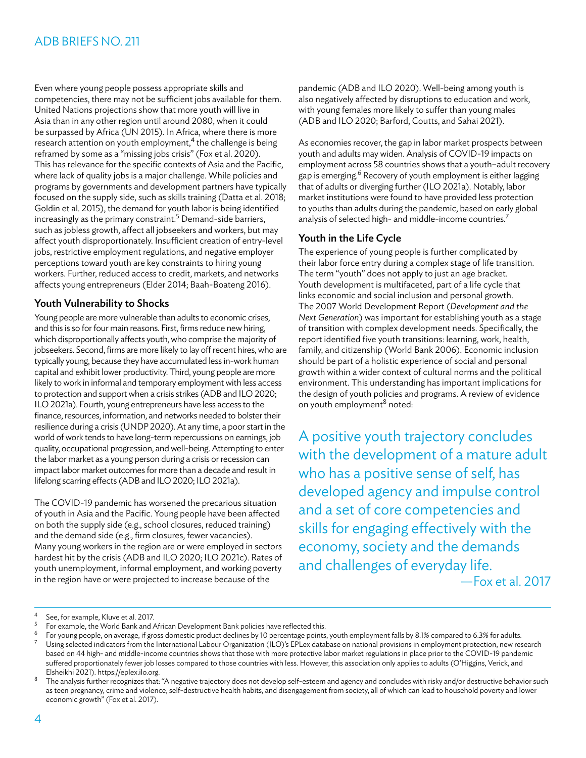Even where young people possess appropriate skills and competencies, there may not be sufficient jobs available for them. United Nations projections show that more youth will live in Asia than in any other region until around 2080, when it could be surpassed by Africa (UN 2015). In Africa, where there is more research attention on youth employment,[4] the challenge is being reframed by some as a "missing jobs crisis" (Fox et al. 2020). This has relevance for the specific contexts of Asia and the Pacific, where lack of quality jobs is a major challenge. While policies and programs by governments and development partners have typically focused on the supply side, such as skills training (Datta et al. 2018; Goldin et al. 2015), the demand for youth labor is being identified increasingly as the primary constraint.[5] Demand-side barriers, such as jobless growth, affect all jobseekers and workers, but may affect youth disproportionately. Insufficient creation of entry-level jobs, restrictive employment regulations, and negative employer perceptions toward youth are key constraints to hiring young workers. Further, reduced access to credit, markets, and networks affects young entrepreneurs (Elder 2014; Baah-Boateng 2016).

### Youth Vulnerability to Shocks

Young people are more vulnerable than adults to economic crises, and this is so for four main reasons. First, firms reduce new hiring, which disproportionally affects youth, who comprise the majority of jobseekers. Second, firms are more likely to lay off recent hires, who are typically young, because they have accumulated less in-work human capital and exhibit lower productivity. Third, young people are more likely to work in informal and temporary employment with less access to protection and support when a crisis strikes (ADB and ILO 2020; ILO 2021a). Fourth, young entrepreneurs have less access to the finance, resources, information, and networks needed to bolster their resilience during a crisis (UNDP 2020). At any time, a poor start in the world of work tends to have long-term repercussions on earnings, job quality, occupational progression, and well-being. Attempting to enter the labor market as a young person during a crisis or recession can impact labor market outcomes for more than a decade and result in lifelong scarring effects (ADB and ILO 2020; ILO 2021a).

The COVID-19 pandemic has worsened the precarious situation of youth in Asia and the Pacific. Young people have been affected on both the supply side (e.g., school closures, reduced training) and the demand side (e.g., firm closures, fewer vacancies). Many young workers in the region are or were employed in sectors hardest hit by the crisis (ADB and ILO 2020; ILO 2021c). Rates of youth unemployment, informal employment, and working poverty in the region have or were projected to increase because of the pandemic (ADB and ILO 2020). Well-being among youth is also negatively affected by disruptions to education and work, with young females more likely to suffer than young males (ADB and ILO 2020; Barford, Coutts, and Sahai 2021).

As economies recover, the gap in labor market prospects between youth and adults may widen. Analysis of COVID-19 impacts on employment across 58 countries shows that a youth–adult recovery gap is emerging.[6] Recovery of youth employment is either lagging that of adults or diverging further (ILO 2021a). Notably, labor market institutions were found to have provided less protection to youths than adults during the pandemic, based on early global analysis of selected high- and middle-income countries.[7]

### Youth in the Life Cycle

The experience of young people is further complicated by their labor force entry during a complex stage of life transition. The term "youth" does not apply to just an age bracket. Youth development is multifaceted, part of a life cycle that links economic and social inclusion and personal growth. The 2007 World Development Report (*Development and the Next Generation*) was important for establishing youth as a stage of transition with complex development needs. Specifically, the report identified five youth transitions: learning, work, health, family, and citizenship (World Bank 2006). Economic inclusion should be part of a holistic experience of social and personal growth within a wider context of cultural norms and the political environment. This understanding has important implications for the design of youth policies and programs. A review of evidence on youth employment[8] noted:

> A positive youth trajectory concludes with the development of a mature adult who has a positive sense of self, has developed agency and impulse control and a set of core competencies and skills for engaging effectively with the economy, society and the demands and challenges of everyday life.
>
> —Fox et al. 2017

---

[4] See, for example, Kluve et al. 2017.

[5] For example, the World Bank and African Development Bank policies have reflected this.

[6] For young people, on average, if gross domestic product declines by 10 percentage points, youth employment falls by 8.1% compared to 6.3% for adults.

[7] Using selected indicators from the International Labour Organization (ILO)'s EPLex database on national provisions in employment protection, new research based on 44 high- and middle-income countries shows that those with more protective labor market regulations in place prior to the COVID-19 pandemic suffered proportionately fewer job losses compared to those countries with less. However, this association only applies to adults (O'Higgins, Verick, and Elsheikhi 2021). https://eplex.ilo.org.

[8] The analysis further recognizes that: "A negative trajectory does not develop self-esteem and agency and concludes with risky and/or destructive behavior such as teen pregnancy, crime and violence, self-destructive health habits, and disengagement from society, all of which can lead to household poverty and lower economic growth" (Fox et al. 2017).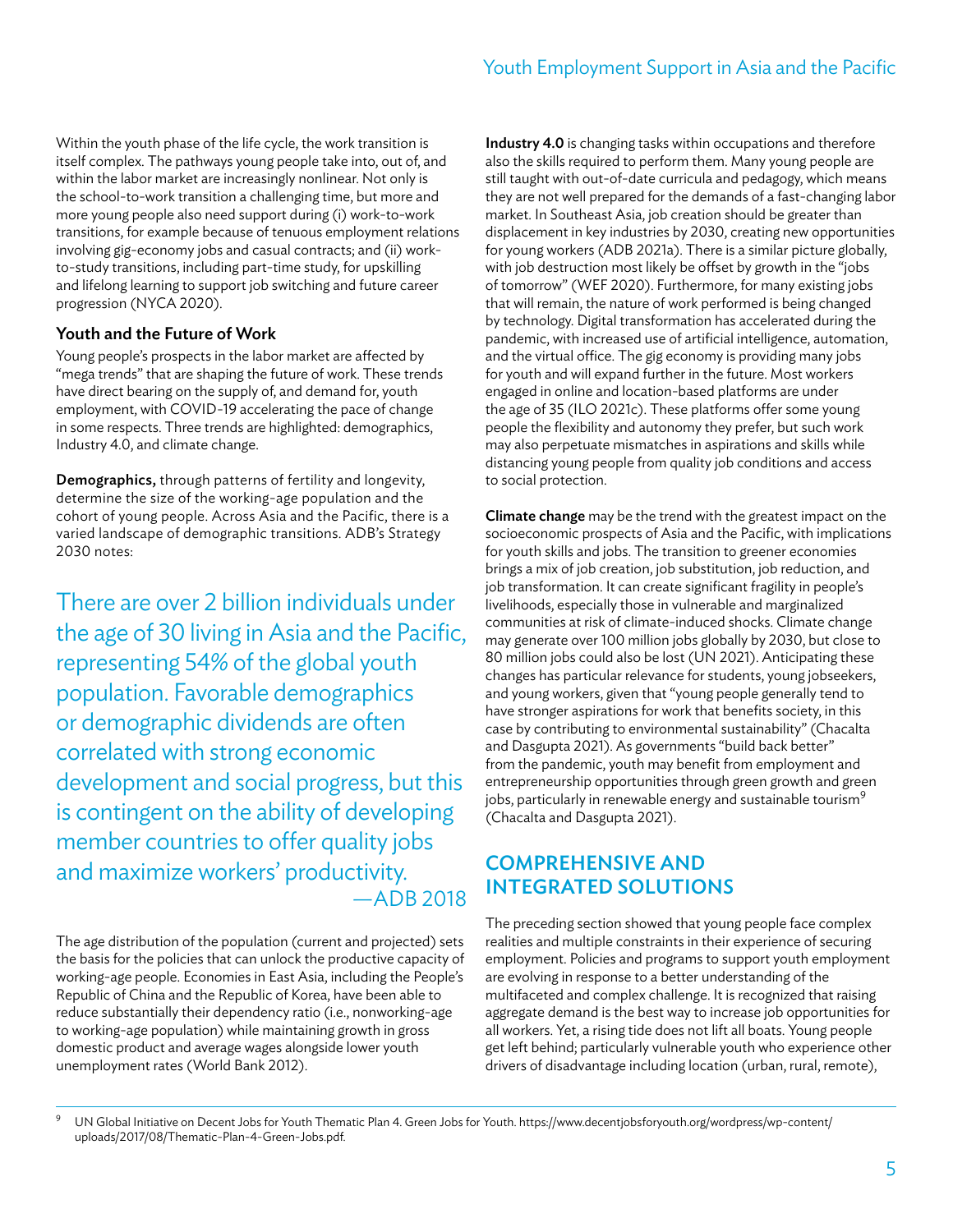Within the youth phase of the life cycle, the work transition is itself complex. The pathways young people take into, out of, and within the labor market are increasingly nonlinear. Not only is the school-to-work transition a challenging time, but more and more young people also need support during (i) work-to-work transitions, for example because of tenuous employment relations involving gig-economy jobs and casual contracts; and (ii) work-to-study transitions, including part-time study, for upskilling and lifelong learning to support job switching and future career progression (NYCA 2020).

### Youth and the Future of Work

Young people's prospects in the labor market are affected by "mega trends" that are shaping the future of work. These trends have direct bearing on the supply of, and demand for, youth employment, with COVID-19 accelerating the pace of change in some respects. Three trends are highlighted: demographics, Industry 4.0, and climate change.

**Demographics,** through patterns of fertility and longevity, determine the size of the working-age population and the cohort of young people. Across Asia and the Pacific, there is a varied landscape of demographic transitions. ADB's Strategy 2030 notes:

> There are over 2 billion individuals under the age of 30 living in Asia and the Pacific, representing 54% of the global youth population. Favorable demographics or demographic dividends are often correlated with strong economic development and social progress, but this is contingent on the ability of developing member countries to offer quality jobs and maximize workers' productivity.
>
> —ADB 2018

The age distribution of the population (current and projected) sets the basis for the policies that can unlock the productive capacity of working-age people. Economies in East Asia, including the People's Republic of China and the Republic of Korea, have been able to reduce substantially their dependency ratio (i.e., nonworking-age to working-age population) while maintaining growth in gross domestic product and average wages alongside lower youth unemployment rates (World Bank 2012).

**Industry 4.0** is changing tasks within occupations and therefore also the skills required to perform them. Many young people are still taught with out-of-date curricula and pedagogy, which means they are not well prepared for the demands of a fast-changing labor market. In Southeast Asia, job creation should be greater than displacement in key industries by 2030, creating new opportunities for young workers (ADB 2021a). There is a similar picture globally, with job destruction most likely be offset by growth in the "jobs of tomorrow" (WEF 2020). Furthermore, for many existing jobs that will remain, the nature of work performed is being changed by technology. Digital transformation has accelerated during the pandemic, with increased use of artificial intelligence, automation, and the virtual office. The gig economy is providing many jobs for youth and will expand further in the future. Most workers engaged in online and location-based platforms are under the age of 35 (ILO 2021c). These platforms offer some young people the flexibility and autonomy they prefer, but such work may also perpetuate mismatches in aspirations and skills while distancing young people from quality job conditions and access to social protection.

**Climate change** may be the trend with the greatest impact on the socioeconomic prospects of Asia and the Pacific, with implications for youth skills and jobs. The transition to greener economies brings a mix of job creation, job substitution, job reduction, and job transformation. It can create significant fragility in people's livelihoods, especially those in vulnerable and marginalized communities at risk of climate-induced shocks. Climate change may generate over 100 million jobs globally by 2030, but close to 80 million jobs could also be lost (UN 2021). Anticipating these changes has particular relevance for students, young jobseekers, and young workers, given that "young people generally tend to have stronger aspirations for work that benefits society, in this case by contributing to environmental sustainability" (Chacalta and Dasgupta 2021). As governments "build back better" from the pandemic, youth may benefit from employment and entrepreneurship opportunities through green growth and green jobs, particularly in renewable energy and sustainable tourism[9] (Chacalta and Dasgupta 2021).

## COMPREHENSIVE AND INTEGRATED SOLUTIONS

The preceding section showed that young people face complex realities and multiple constraints in their experience of securing employment. Policies and programs to support youth employment are evolving in response to a better understanding of the multifaceted and complex challenge. It is recognized that raising aggregate demand is the best way to increase job opportunities for all workers. Yet, a rising tide does not lift all boats. Young people get left behind; particularly vulnerable youth who experience other drivers of disadvantage including location (urban, rural, remote),

---

[9] UN Global Initiative on Decent Jobs for Youth Thematic Plan 4. Green Jobs for Youth. https://www.decentjobsforyouth.org/wordpress/wp-content/uploads/2017/08/Thematic-Plan-4-Green-Jobs.pdf.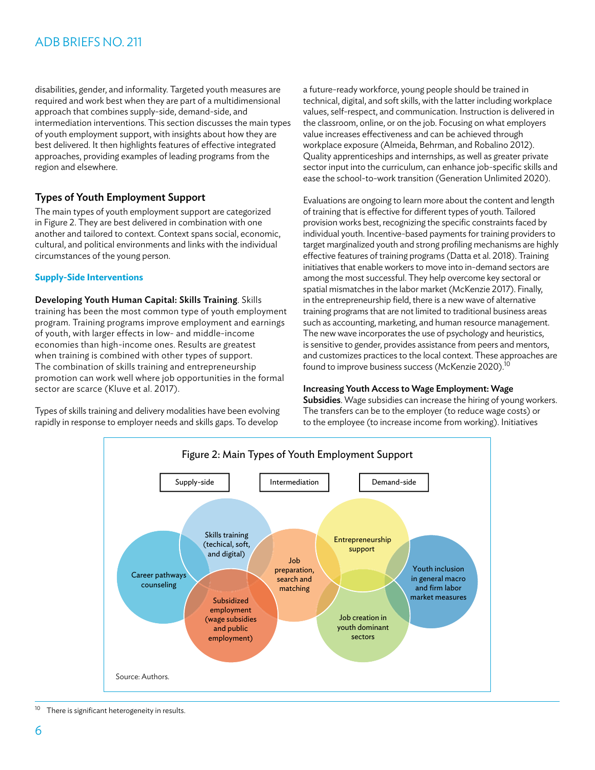disabilities, gender, and informality. Targeted youth measures are required and work best when they are part of a multidimensional approach that combines supply-side, demand-side, and intermediation interventions. This section discusses the main types of youth employment support, with insights about how they are best delivered. It then highlights features of effective integrated approaches, providing examples of leading programs from the region and elsewhere.

## Types of Youth Employment Support

The main types of youth employment support are categorized in Figure 2. They are best delivered in combination with one another and tailored to context. Context spans social, economic, cultural, and political environments and links with the individual circumstances of the young person.

### Supply-Side Interventions

**Developing Youth Human Capital: Skills Training**. Skills training has been the most common type of youth employment program. Training programs improve employment and earnings of youth, with larger effects in low- and middle-income economies than high-income ones. Results are greatest when training is combined with other types of support. The combination of skills training and entrepreneurship promotion can work well where job opportunities in the formal sector are scarce (Kluve et al. 2017).

Types of skills training and delivery modalities have been evolving rapidly in response to employer needs and skills gaps. To develop a future-ready workforce, young people should be trained in technical, digital, and soft skills, with the latter including workplace values, self-respect, and communication. Instruction is delivered in the classroom, online, or on the job. Focusing on what employers value increases effectiveness and can be achieved through workplace exposure (Almeida, Behrman, and Robalino 2012). Quality apprenticeships and internships, as well as greater private sector input into the curriculum, can enhance job-specific skills and ease the school-to-work transition (Generation Unlimited 2020).

Evaluations are ongoing to learn more about the content and length of training that is effective for different types of youth. Tailored provision works best, recognizing the specific constraints faced by individual youth. Incentive-based payments for training providers to target marginalized youth and strong profiling mechanisms are highly effective features of training programs (Datta et al. 2018). Training initiatives that enable workers to move into in-demand sectors are among the most successful. They help overcome key sectoral or spatial mismatches in the labor market (McKenzie 2017). Finally, in the entrepreneurship field, there is a new wave of alternative training programs that are not limited to traditional business areas such as accounting, marketing, and human resource management. The new wave incorporates the use of psychology and heuristics, is sensitive to gender, provides assistance from peers and mentors, and customizes practices to the local context. These approaches are found to improve business success (McKenzie 2020).[10]

**Increasing Youth Access to Wage Employment: Wage Subsidies**. Wage subsidies can increase the hiring of young workers. The transfers can be to the employer (to reduce wage costs) or to the employee (to increase income from working). Initiatives

Figure 2: Main Types of Youth Employment Support

Supply-side | Intermediation | Demand-side

- Career pathways counseling
- Skills training (techical, soft, and digital)
- Subsidized employment (wage subsidies and public employment)
- Job preparation, search and matching
- Entrepreneurship support
- Job creation in youth dominant sectors
- Youth inclusion in general macro and firm labor market measures

Source: Authors.

[10] There is significant heterogeneity in results.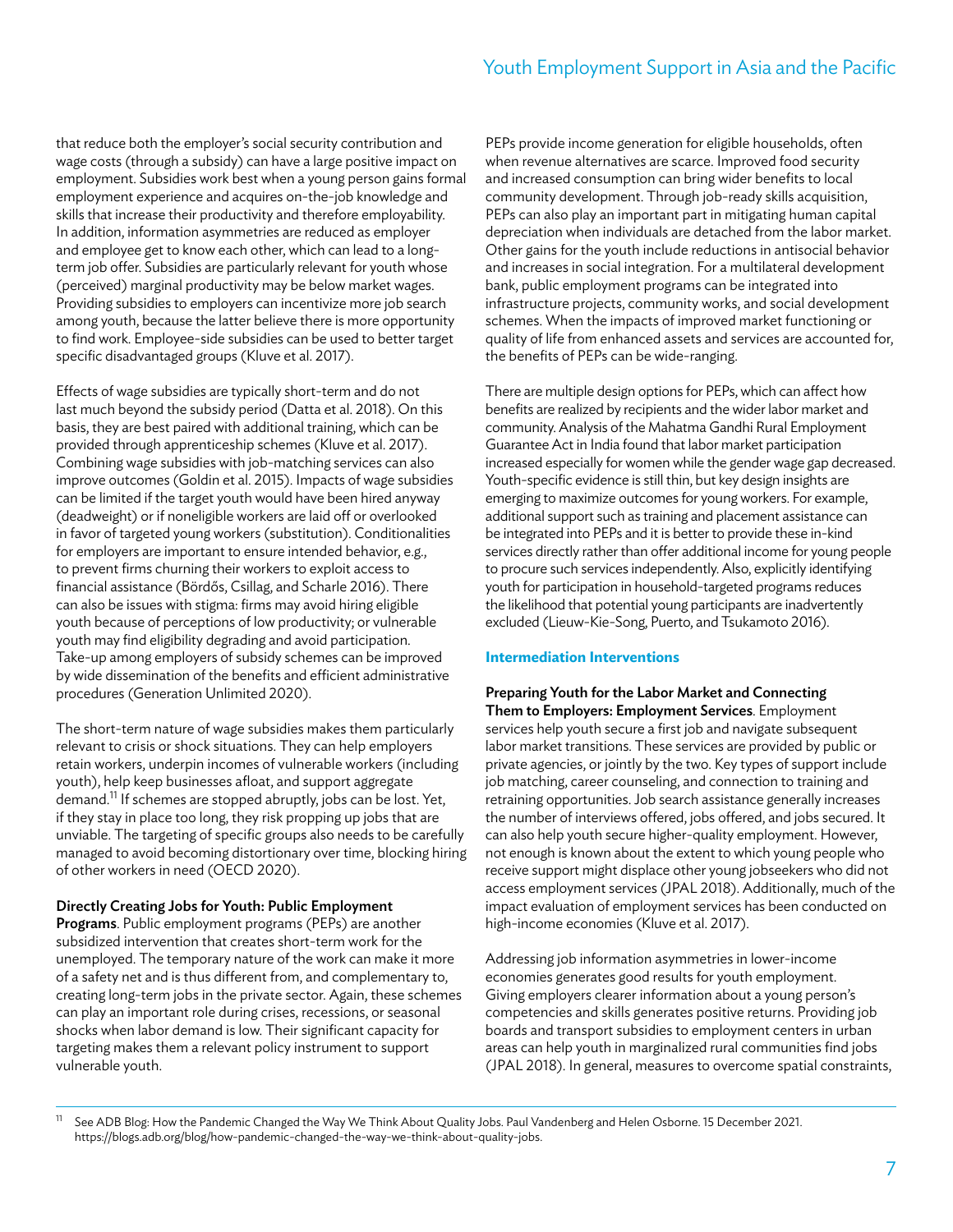that reduce both the employer's social security contribution and wage costs (through a subsidy) can have a large positive impact on employment. Subsidies work best when a young person gains formal employment experience and acquires on-the-job knowledge and skills that increase their productivity and therefore employability. In addition, information asymmetries are reduced as employer and employee get to know each other, which can lead to a long-term job offer. Subsidies are particularly relevant for youth whose (perceived) marginal productivity may be below market wages. Providing subsidies to employers can incentivize more job search among youth, because the latter believe there is more opportunity to find work. Employee-side subsidies can be used to better target specific disadvantaged groups (Kluve et al. 2017).

Effects of wage subsidies are typically short-term and do not last much beyond the subsidy period (Datta et al. 2018). On this basis, they are best paired with additional training, which can be provided through apprenticeship schemes (Kluve et al. 2017). Combining wage subsidies with job-matching services can also improve outcomes (Goldin et al. 2015). Impacts of wage subsidies can be limited if the target youth would have been hired anyway (deadweight) or if noneligible workers are laid off or overlooked in favor of targeted young workers (substitution). Conditionalities for employers are important to ensure intended behavior, e.g., to prevent firms churning their workers to exploit access to financial assistance (Bördős, Csillag, and Scharle 2016). There can also be issues with stigma: firms may avoid hiring eligible youth because of perceptions of low productivity; or vulnerable youth may find eligibility degrading and avoid participation. Take-up among employers of subsidy schemes can be improved by wide dissemination of the benefits and efficient administrative procedures (Generation Unlimited 2020).

The short-term nature of wage subsidies makes them particularly relevant to crisis or shock situations. They can help employers retain workers, underpin incomes of vulnerable workers (including youth), help keep businesses afloat, and support aggregate demand.[11] If schemes are stopped abruptly, jobs can be lost. Yet, if they stay in place too long, they risk propping up jobs that are unviable. The targeting of specific groups also needs to be carefully managed to avoid becoming distortionary over time, blocking hiring of other workers in need (OECD 2020).

**Directly Creating Jobs for Youth: Public Employment Programs**. Public employment programs (PEPs) are another subsidized intervention that creates short-term work for the unemployed. The temporary nature of the work can make it more of a safety net and is thus different from, and complementary to, creating long-term jobs in the private sector. Again, these schemes can play an important role during crises, recessions, or seasonal shocks when labor demand is low. Their significant capacity for targeting makes them a relevant policy instrument to support vulnerable youth.

PEPs provide income generation for eligible households, often when revenue alternatives are scarce. Improved food security and increased consumption can bring wider benefits to local community development. Through job-ready skills acquisition, PEPs can also play an important part in mitigating human capital depreciation when individuals are detached from the labor market. Other gains for the youth include reductions in antisocial behavior and increases in social integration. For a multilateral development bank, public employment programs can be integrated into infrastructure projects, community works, and social development schemes. When the impacts of improved market functioning or quality of life from enhanced assets and services are accounted for, the benefits of PEPs can be wide-ranging.

There are multiple design options for PEPs, which can affect how benefits are realized by recipients and the wider labor market and community. Analysis of the Mahatma Gandhi Rural Employment Guarantee Act in India found that labor market participation increased especially for women while the gender wage gap decreased. Youth-specific evidence is still thin, but key design insights are emerging to maximize outcomes for young workers. For example, additional support such as training and placement assistance can be integrated into PEPs and it is better to provide these in-kind services directly rather than offer additional income for young people to procure such services independently. Also, explicitly identifying youth for participation in household-targeted programs reduces the likelihood that potential young participants are inadvertently excluded (Lieuw-Kie-Song, Puerto, and Tsukamoto 2016).

### Intermediation Interventions

**Preparing Youth for the Labor Market and Connecting Them to Employers: Employment Services**. Employment services help youth secure a first job and navigate subsequent labor market transitions. These services are provided by public or private agencies, or jointly by the two. Key types of support include job matching, career counseling, and connection to training and retraining opportunities. Job search assistance generally increases the number of interviews offered, jobs offered, and jobs secured. It can also help youth secure higher-quality employment. However, not enough is known about the extent to which young people who receive support might displace other young jobseekers who did not access employment services (JPAL 2018). Additionally, much of the impact evaluation of employment services has been conducted on high-income economies (Kluve et al. 2017).

Addressing job information asymmetries in lower-income economies generates good results for youth employment. Giving employers clearer information about a young person's competencies and skills generates positive returns. Providing job boards and transport subsidies to employment centers in urban areas can help youth in marginalized rural communities find jobs (JPAL 2018). In general, measures to overcome spatial constraints,

[11] See ADB Blog: How the Pandemic Changed the Way We Think About Quality Jobs. Paul Vandenberg and Helen Osborne. 15 December 2021. https://blogs.adb.org/blog/how-pandemic-changed-the-way-we-think-about-quality-jobs.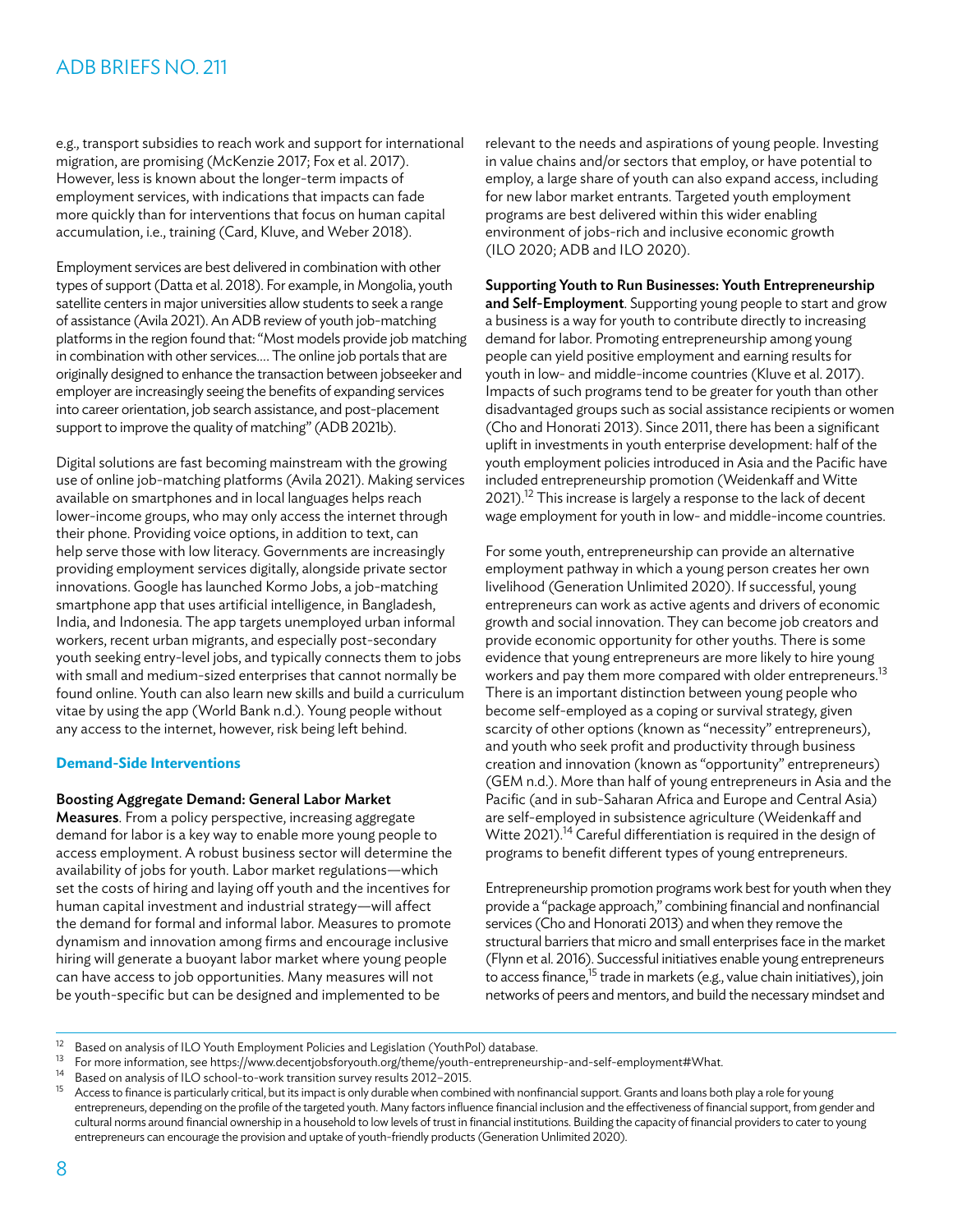e.g., transport subsidies to reach work and support for international migration, are promising (McKenzie 2017; Fox et al. 2017). However, less is known about the longer-term impacts of employment services, with indications that impacts can fade more quickly than for interventions that focus on human capital accumulation, i.e., training (Card, Kluve, and Weber 2018).

Employment services are best delivered in combination with other types of support (Datta et al. 2018). For example, in Mongolia, youth satellite centers in major universities allow students to seek a range of assistance (Avila 2021). An ADB review of youth job-matching platforms in the region found that: "Most models provide job matching in combination with other services.... The online job portals that are originally designed to enhance the transaction between jobseeker and employer are increasingly seeing the benefits of expanding services into career orientation, job search assistance, and post-placement support to improve the quality of matching" (ADB 2021b).

Digital solutions are fast becoming mainstream with the growing use of online job-matching platforms (Avila 2021). Making services available on smartphones and in local languages helps reach lower-income groups, who may only access the internet through their phone. Providing voice options, in addition to text, can help serve those with low literacy. Governments are increasingly providing employment services digitally, alongside private sector innovations. Google has launched Kormo Jobs, a job-matching smartphone app that uses artificial intelligence, in Bangladesh, India, and Indonesia. The app targets unemployed urban informal workers, recent urban migrants, and especially post-secondary youth seeking entry-level jobs, and typically connects them to jobs with small and medium-sized enterprises that cannot normally be found online. Youth can also learn new skills and build a curriculum vitae by using the app (World Bank n.d.). Young people without any access to the internet, however, risk being left behind.

### Demand-Side Interventions

**Boosting Aggregate Demand: General Labor Market Measures**. From a policy perspective, increasing aggregate demand for labor is a key way to enable more young people to access employment. A robust business sector will determine the availability of jobs for youth. Labor market regulations—which set the costs of hiring and laying off youth and the incentives for human capital investment and industrial strategy—will affect the demand for formal and informal labor. Measures to promote dynamism and innovation among firms and encourage inclusive hiring will generate a buoyant labor market where young people can have access to job opportunities. Many measures will not be youth-specific but can be designed and implemented to be relevant to the needs and aspirations of young people. Investing in value chains and/or sectors that employ, or have potential to employ, a large share of youth can also expand access, including for new labor market entrants. Targeted youth employment programs are best delivered within this wider enabling environment of jobs-rich and inclusive economic growth (ILO 2020; ADB and ILO 2020).

**Supporting Youth to Run Businesses: Youth Entrepreneurship and Self-Employment**. Supporting young people to start and grow a business is a way for youth to contribute directly to increasing demand for labor. Promoting entrepreneurship among young people can yield positive employment and earning results for youth in low- and middle-income countries (Kluve et al. 2017). Impacts of such programs tend to be greater for youth than other disadvantaged groups such as social assistance recipients or women (Cho and Honorati 2013). Since 2011, there has been a significant uplift in investments in youth enterprise development: half of the youth employment policies introduced in Asia and the Pacific have included entrepreneurship promotion (Weidenkaff and Witte 2021).[12] This increase is largely a response to the lack of decent wage employment for youth in low- and middle-income countries.

For some youth, entrepreneurship can provide an alternative employment pathway in which a young person creates her own livelihood (Generation Unlimited 2020). If successful, young entrepreneurs can work as active agents and drivers of economic growth and social innovation. They can become job creators and provide economic opportunity for other youths. There is some evidence that young entrepreneurs are more likely to hire young workers and pay them more compared with older entrepreneurs.[13] There is an important distinction between young people who become self-employed as a coping or survival strategy, given scarcity of other options (known as "necessity" entrepreneurs), and youth who seek profit and productivity through business creation and innovation (known as "opportunity" entrepreneurs) (GEM n.d.). More than half of young entrepreneurs in Asia and the Pacific (and in sub-Saharan Africa and Europe and Central Asia) are self-employed in subsistence agriculture (Weidenkaff and Witte 2021).[14] Careful differentiation is required in the design of programs to benefit different types of young entrepreneurs.

Entrepreneurship promotion programs work best for youth when they provide a "package approach," combining financial and nonfinancial services (Cho and Honorati 2013) and when they remove the structural barriers that micro and small enterprises face in the market (Flynn et al. 2016). Successful initiatives enable young entrepreneurs to access finance,[15] trade in markets (e.g., value chain initiatives), join networks of peers and mentors, and build the necessary mindset and

---

[12] Based on analysis of ILO Youth Employment Policies and Legislation (YouthPol) database.

[13] For more information, see https://www.decentjobsforyouth.org/theme/youth-entrepreneurship-and-self-employment#What.

[14] Based on analysis of ILO school-to-work transition survey results 2012–2015.

[15] Access to finance is particularly critical, but its impact is only durable when combined with nonfinancial support. Grants and loans both play a role for young entrepreneurs, depending on the profile of the targeted youth. Many factors influence financial inclusion and the effectiveness of financial support, from gender and cultural norms around financial ownership in a household to low levels of trust in financial institutions. Building the capacity of financial providers to cater to young entrepreneurs can encourage the provision and uptake of youth-friendly products (Generation Unlimited 2020).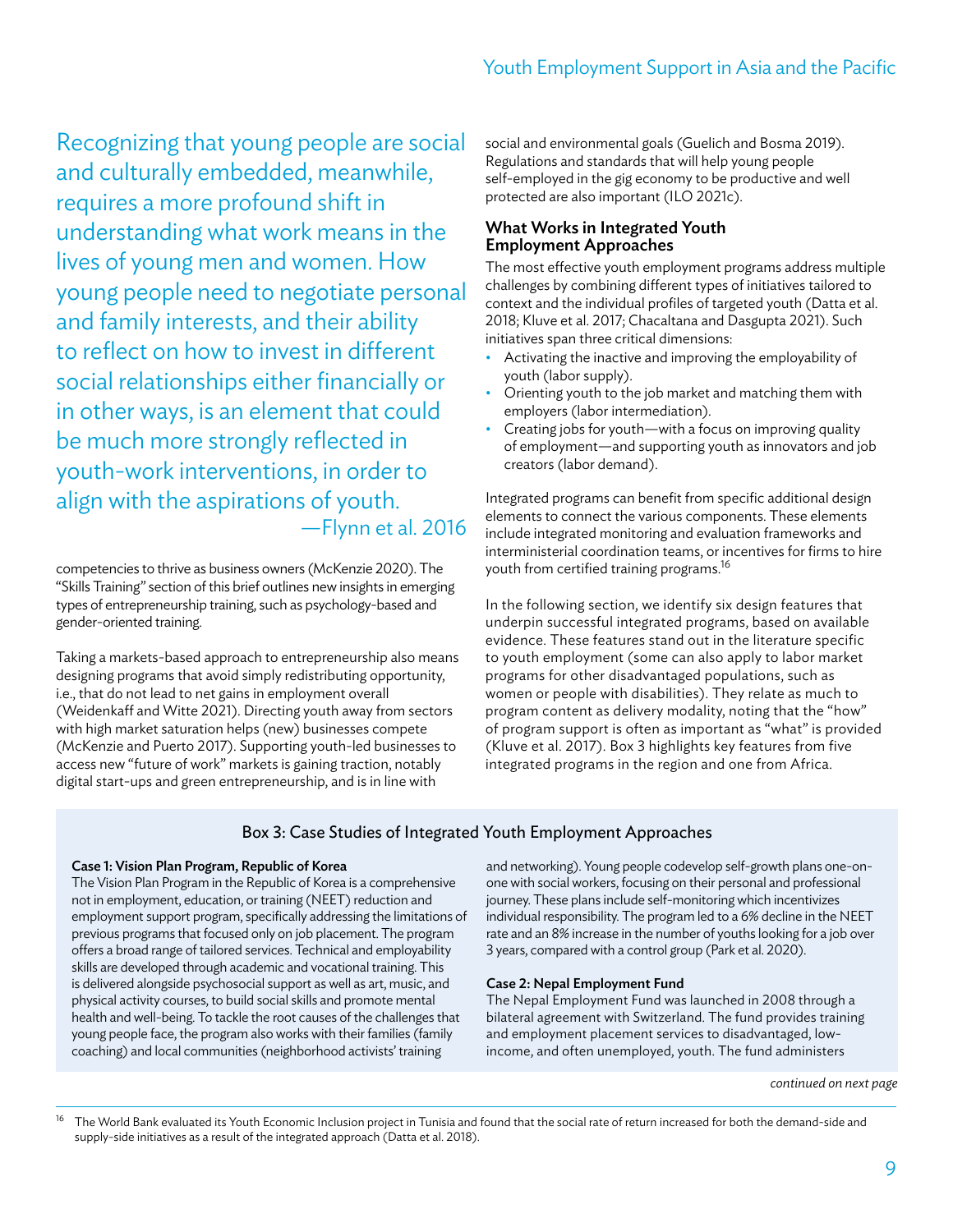> Recognizing that young people are social and culturally embedded, meanwhile, requires a more profound shift in understanding what work means in the lives of young men and women. How young people need to negotiate personal and family interests, and their ability to reflect on how to invest in different social relationships either financially or in other ways, is an element that could be much more strongly reflected in youth-work interventions, in order to align with the aspirations of youth.
> —Flynn et al. 2016

competencies to thrive as business owners (McKenzie 2020). The "Skills Training" section of this brief outlines new insights in emerging types of entrepreneurship training, such as psychology-based and gender-oriented training.

Taking a markets-based approach to entrepreneurship also means designing programs that avoid simply redistributing opportunity, i.e., that do not lead to net gains in employment overall (Weidenkaff and Witte 2021). Directing youth away from sectors with high market saturation helps (new) businesses compete (McKenzie and Puerto 2017). Supporting youth-led businesses to access new "future of work" markets is gaining traction, notably digital start-ups and green entrepreneurship, and is in line with social and environmental goals (Guelich and Bosma 2019). Regulations and standards that will help young people self-employed in the gig economy to be productive and well protected are also important (ILO 2021c).

### What Works in Integrated Youth Employment Approaches

The most effective youth employment programs address multiple challenges by combining different types of initiatives tailored to context and the individual profiles of targeted youth (Datta et al. 2018; Kluve et al. 2017; Chacaltana and Dasgupta 2021). Such initiatives span three critical dimensions:

- Activating the inactive and improving the employability of youth (labor supply).
- Orienting youth to the job market and matching them with employers (labor intermediation).
- Creating jobs for youth—with a focus on improving quality of employment—and supporting youth as innovators and job creators (labor demand).

Integrated programs can benefit from specific additional design elements to connect the various components. These elements include integrated monitoring and evaluation frameworks and interministerial coordination teams, or incentives for firms to hire youth from certified training programs.[16]

In the following section, we identify six design features that underpin successful integrated programs, based on available evidence. These features stand out in the literature specific to youth employment (some can also apply to labor market programs for other disadvantaged populations, such as women or people with disabilities). They relate as much to program content as delivery modality, noting that the "how" of program support is often as important as "what" is provided (Kluve et al. 2017). Box 3 highlights key features from five integrated programs in the region and one from Africa.

#### Box 3: Case Studies of Integrated Youth Employment Approaches

**Case 1: Vision Plan Program, Republic of Korea**

The Vision Plan Program in the Republic of Korea is a comprehensive not in employment, education, or training (NEET) reduction and employment support program, specifically addressing the limitations of previous programs that focused only on job placement. The program offers a broad range of tailored services. Technical and employability skills are developed through academic and vocational training. This is delivered alongside psychosocial support as well as art, music, and physical activity courses, to build social skills and promote mental health and well-being. To tackle the root causes of the challenges that young people face, the program also works with their families (family coaching) and local communities (neighborhood activists' training and networking). Young people codevelop self-growth plans one-on-one with social workers, focusing on their personal and professional journey. These plans include self-monitoring which incentivizes individual responsibility. The program led to a 6% decline in the NEET rate and an 8% increase in the number of youths looking for a job over 3 years, compared with a control group (Park et al. 2020).

**Case 2: Nepal Employment Fund**

The Nepal Employment Fund was launched in 2008 through a bilateral agreement with Switzerland. The fund provides training and employment placement services to disadvantaged, low-income, and often unemployed, youth. The fund administers

*continued on next page*

[16] The World Bank evaluated its Youth Economic Inclusion project in Tunisia and found that the social rate of return increased for both the demand-side and supply-side initiatives as a result of the integrated approach (Datta et al. 2018).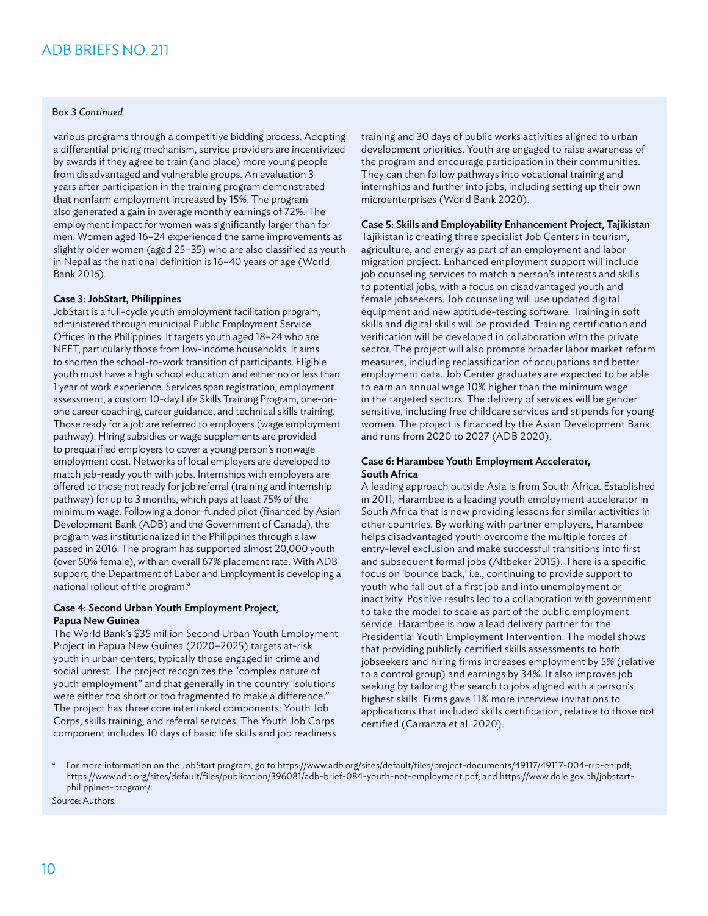Box 3 *Continued*

various programs through a competitive bidding process. Adopting a differential pricing mechanism, service providers are incentivized by awards if they agree to train (and place) more young people from disadvantaged and vulnerable groups. An evaluation 3 years after participation in the training program demonstrated that nonfarm employment increased by 15%. The program also generated a gain in average monthly earnings of 72%. The employment impact for women was significantly larger than for men. Women aged 16–24 experienced the same improvements as slightly older women (aged 25–35) who are also classified as youth in Nepal as the national definition is 16–40 years of age (World Bank 2016).

**Case 3: JobStart, Philippines**

JobStart is a full-cycle youth employment facilitation program, administered through municipal Public Employment Service Offices in the Philippines. It targets youth aged 18–24 who are NEET, particularly those from low-income households. It aims to shorten the school-to-work transition of participants. Eligible youth must have a high school education and either no or less than 1 year of work experience. Services span registration, employment assessment, a custom 10-day Life Skills Training Program, one-on-one career coaching, career guidance, and technical skills training. Those ready for a job are referred to employers (wage employment pathway). Hiring subsidies or wage supplements are provided to prequalified employers to cover a young person's nonwage employment cost. Networks of local employers are developed to match job-ready youth with jobs. Internships with employers are offered to those not ready for job referral (training and internship pathway) for up to 3 months, which pays at least 75% of the minimum wage. Following a donor-funded pilot (financed by Asian Development Bank (ADB) and the Government of Canada), the program was institutionalized in the Philippines through a law passed in 2016. The program has supported almost 20,000 youth (over 50% female), with an overall 67% placement rate. With ADB support, the Department of Labor and Employment is developing a national rollout of the program.[a]

**Case 4: Second Urban Youth Employment Project, Papua New Guinea**

The World Bank's $35 million Second Urban Youth Employment Project in Papua New Guinea (2020–2025) targets at-risk youth in urban centers, typically those engaged in crime and social unrest. The project recognizes the "complex nature of youth employment" and that generally in the country "solutions were either too short or too fragmented to make a difference." The project has three core interlinked components: Youth Job Corps, skills training, and referral services. The Youth Job Corps component includes 10 days of basic life skills and job readiness training and 30 days of public works activities aligned to urban development priorities. Youth are engaged to raise awareness of the program and encourage participation in their communities. They can then follow pathways into vocational training and internships and further into jobs, including setting up their own microenterprises (World Bank 2020).

**Case 5: Skills and Employability Enhancement Project, Tajikistan**

Tajikistan is creating three specialist Job Centers in tourism, agriculture, and energy as part of an employment and labor migration project. Enhanced employment support will include job counseling services to match a person's interests and skills to potential jobs, with a focus on disadvantaged youth and female jobseekers. Job counseling will use updated digital equipment and new aptitude-testing software. Training in soft skills and digital skills will be provided. Training certification and verification will be developed in collaboration with the private sector. The project will also promote broader labor market reform measures, including reclassification of occupations and better employment data. Job Center graduates are expected to be able to earn an annual wage 10% higher than the minimum wage in the targeted sectors. The delivery of services will be gender sensitive, including free childcare services and stipends for young women. The project is financed by the Asian Development Bank and runs from 2020 to 2027 (ADB 2020).

**Case 6: Harambee Youth Employment Accelerator, South Africa**

A leading approach outside Asia is from South Africa. Established in 2011, Harambee is a leading youth employment accelerator in South Africa that is now providing lessons for similar activities in other countries. By working with partner employers, Harambee helps disadvantaged youth overcome the multiple forces of entry-level exclusion and make successful transitions into first and subsequent formal jobs (Altbeker 2015). There is a specific focus on 'bounce back,' i.e., continuing to provide support to youth who fall out of a first job and into unemployment or inactivity. Positive results led to a collaboration with government to take the model to scale as part of the public employment service. Harambee is now a lead delivery partner for the Presidential Youth Employment Intervention. The model shows that providing publicly certified skills assessments to both jobseekers and hiring firms increases employment by 5% (relative to a control group) and earnings by 34%. It also improves job seeking by tailoring the search to jobs aligned with a person's highest skills. Firms gave 11% more interview invitations to applications that included skills certification, relative to those not certified (Carranza et al. 2020).

[a] For more information on the JobStart program, go to https://www.adb.org/sites/default/files/project-documents/49117/49117-004-rrp-en.pdf; https://www.adb.org/sites/default/files/publication/396081/adb-brief-084-youth-not-employment.pdf; and https://www.dole.gov.ph/jobstart-philippines-program/.

Source: Authors.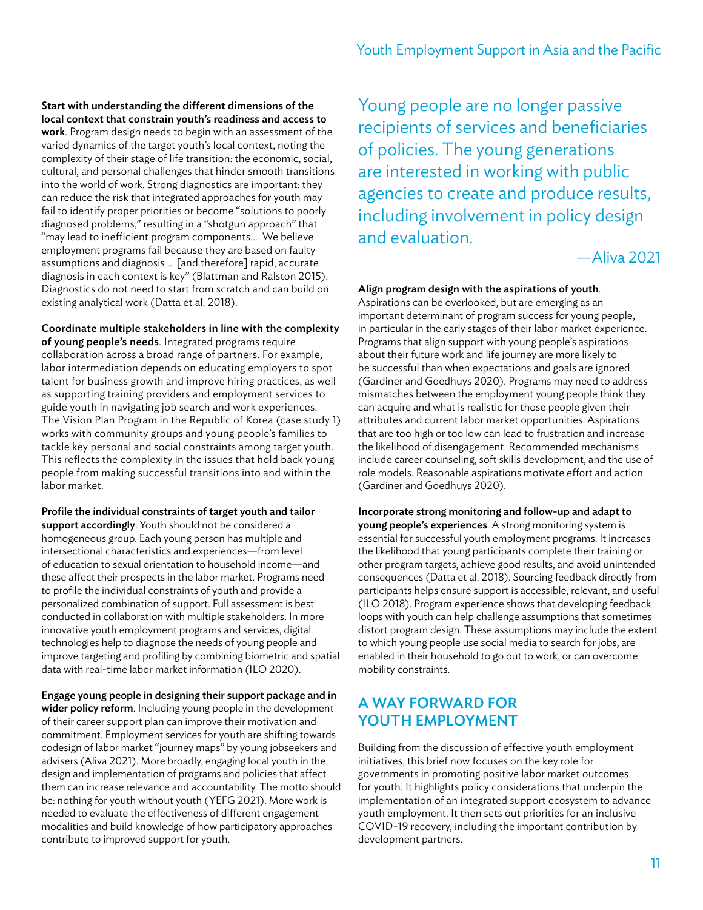**Start with understanding the different dimensions of the local context that constrain youth's readiness and access to work**. Program design needs to begin with an assessment of the varied dynamics of the target youth's local context, noting the complexity of their stage of life transition: the economic, social, cultural, and personal challenges that hinder smooth transitions into the world of work. Strong diagnostics are important: they can reduce the risk that integrated approaches for youth may fail to identify proper priorities or become "solutions to poorly diagnosed problems," resulting in a "shotgun approach" that "may lead to inefficient program components…. We believe employment programs fail because they are based on faulty assumptions and diagnosis … [and therefore] rapid, accurate diagnosis in each context is key" (Blattman and Ralston 2015). Diagnostics do not need to start from scratch and can build on existing analytical work (Datta et al. 2018).

**Coordinate multiple stakeholders in line with the complexity of young people's needs**. Integrated programs require collaboration across a broad range of partners. For example, labor intermediation depends on educating employers to spot talent for business growth and improve hiring practices, as well as supporting training providers and employment services to guide youth in navigating job search and work experiences. The Vision Plan Program in the Republic of Korea (case study 1) works with community groups and young people's families to tackle key personal and social constraints among target youth. This reflects the complexity in the issues that hold back young people from making successful transitions into and within the labor market.

**Profile the individual constraints of target youth and tailor support accordingly**. Youth should not be considered a homogeneous group. Each young person has multiple and intersectional characteristics and experiences—from level of education to sexual orientation to household income—and these affect their prospects in the labor market. Programs need to profile the individual constraints of youth and provide a personalized combination of support. Full assessment is best conducted in collaboration with multiple stakeholders. In more innovative youth employment programs and services, digital technologies help to diagnose the needs of young people and improve targeting and profiling by combining biometric and spatial data with real-time labor market information (ILO 2020).

**Engage young people in designing their support package and in wider policy reform**. Including young people in the development of their career support plan can improve their motivation and commitment. Employment services for youth are shifting towards codesign of labor market "journey maps" by young jobseekers and advisers (Aliva 2021). More broadly, engaging local youth in the design and implementation of programs and policies that affect them can increase relevance and accountability. The motto should be: nothing for youth without youth (YEFG 2021). More work is needed to evaluate the effectiveness of different engagement modalities and build knowledge of how participatory approaches contribute to improved support for youth.

> Young people are no longer passive recipients of services and beneficiaries of policies. The young generations are interested in working with public agencies to create and produce results, including involvement in policy design and evaluation.
>
> —Aliva 2021

**Align program design with the aspirations of youth**. Aspirations can be overlooked, but are emerging as an important determinant of program success for young people, in particular in the early stages of their labor market experience. Programs that align support with young people's aspirations about their future work and life journey are more likely to be successful than when expectations and goals are ignored (Gardiner and Goedhuys 2020). Programs may need to address mismatches between the employment young people think they can acquire and what is realistic for those people given their attributes and current labor market opportunities. Aspirations that are too high or too low can lead to frustration and increase the likelihood of disengagement. Recommended mechanisms include career counseling, soft skills development, and the use of role models. Reasonable aspirations motivate effort and action (Gardiner and Goedhuys 2020).

**Incorporate strong monitoring and follow-up and adapt to young people's experiences**. A strong monitoring system is essential for successful youth employment programs. It increases the likelihood that young participants complete their training or other program targets, achieve good results, and avoid unintended consequences (Datta et al. 2018). Sourcing feedback directly from participants helps ensure support is accessible, relevant, and useful (ILO 2018). Program experience shows that developing feedback loops with youth can help challenge assumptions that sometimes distort program design. These assumptions may include the extent to which young people use social media to search for jobs, are enabled in their household to go out to work, or can overcome mobility constraints.

## A WAY FORWARD FOR YOUTH EMPLOYMENT

Building from the discussion of effective youth employment initiatives, this brief now focuses on the key role for governments in promoting positive labor market outcomes for youth. It highlights policy considerations that underpin the implementation of an integrated support ecosystem to advance youth employment. It then sets out priorities for an inclusive COVID-19 recovery, including the important contribution by development partners.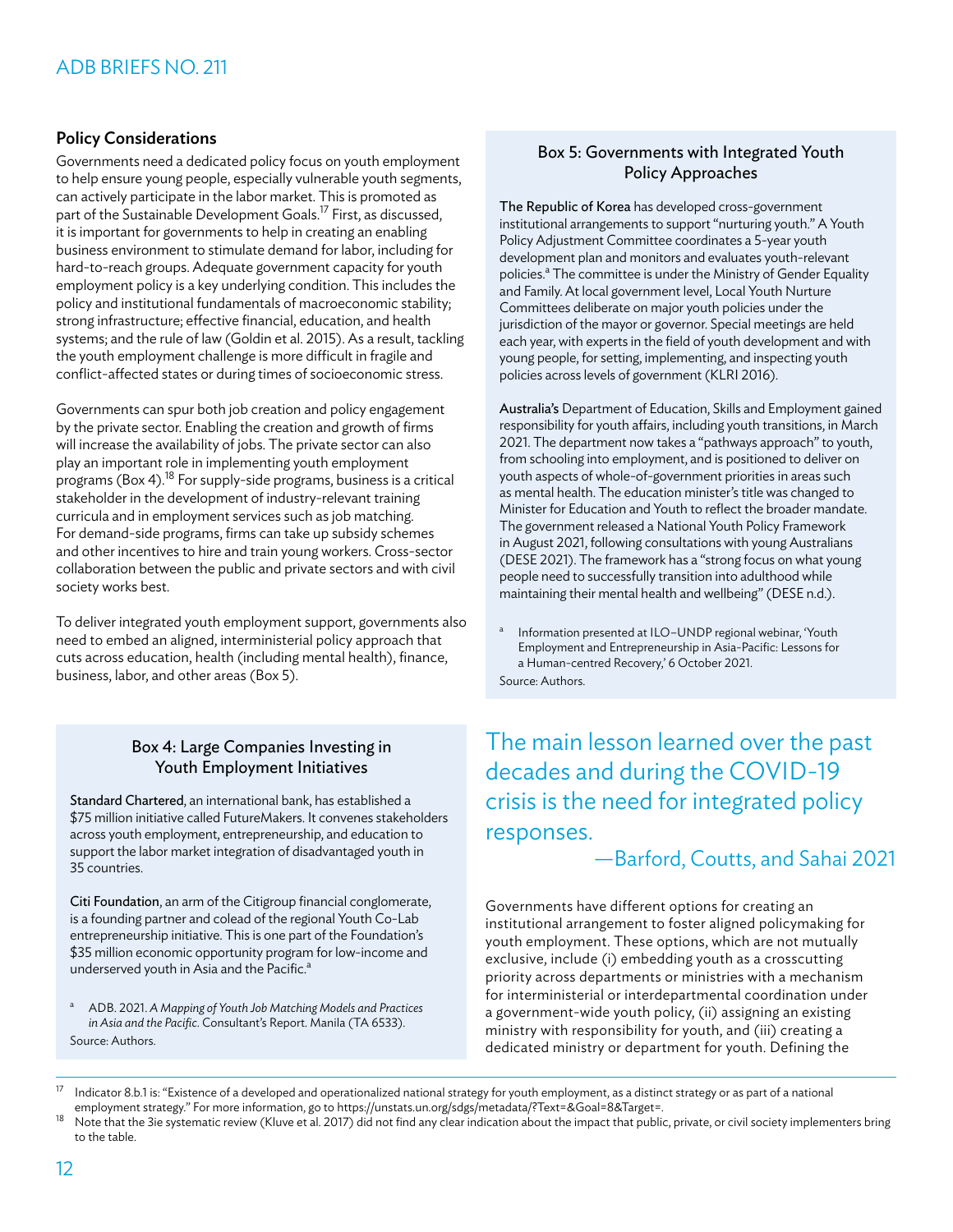## Policy Considerations

Governments need a dedicated policy focus on youth employment to help ensure young people, especially vulnerable youth segments, can actively participate in the labor market. This is promoted as part of the Sustainable Development Goals.[17] First, as discussed, it is important for governments to help in creating an enabling business environment to stimulate demand for labor, including for hard-to-reach groups. Adequate government capacity for youth employment policy is a key underlying condition. This includes the policy and institutional fundamentals of macroeconomic stability; strong infrastructure; effective financial, education, and health systems; and the rule of law (Goldin et al. 2015). As a result, tackling the youth employment challenge is more difficult in fragile and conflict-affected states or during times of socioeconomic stress.

Governments can spur both job creation and policy engagement by the private sector. Enabling the creation and growth of firms will increase the availability of jobs. The private sector can also play an important role in implementing youth employment programs (Box 4).[18] For supply-side programs, business is a critical stakeholder in the development of industry-relevant training curricula and in employment services such as job matching. For demand-side programs, firms can take up subsidy schemes and other incentives to hire and train young workers. Cross-sector collaboration between the public and private sectors and with civil society works best.

To deliver integrated youth employment support, governments also need to embed an aligned, interministerial policy approach that cuts across education, health (including mental health), finance, business, labor, and other areas (Box 5).

### Box 4: Large Companies Investing in Youth Employment Initiatives

**Standard Chartered**, an international bank, has established a $75 million initiative called FutureMakers. It convenes stakeholders across youth employment, entrepreneurship, and education to support the labor market integration of disadvantaged youth in 35 countries.

**Citi Foundation**, an arm of the Citigroup financial conglomerate, is a founding partner and colead of the regional Youth Co-Lab entrepreneurship initiative. This is one part of the Foundation's $35 million economic opportunity program for low-income and underserved youth in Asia and the Pacific.[a]

[a] ADB. 2021. *A Mapping of Youth Job Matching Models and Practices in Asia and the Pacific*. Consultant's Report. Manila (TA 6533).

Source: Authors.

### Box 5: Governments with Integrated Youth Policy Approaches

**The Republic of Korea** has developed cross-government institutional arrangements to support "nurturing youth." A Youth Policy Adjustment Committee coordinates a 5-year youth development plan and monitors and evaluates youth-relevant policies.[a] The committee is under the Ministry of Gender Equality and Family. At local government level, Local Youth Nurture Committees deliberate on major youth policies under the jurisdiction of the mayor or governor. Special meetings are held each year, with experts in the field of youth development and with young people, for setting, implementing, and inspecting youth policies across levels of government (KLRI 2016).

**Australia's** Department of Education, Skills and Employment gained responsibility for youth affairs, including youth transitions, in March 2021. The department now takes a "pathways approach" to youth, from schooling into employment, and is positioned to deliver on youth aspects of whole-of-government priorities in areas such as mental health. The education minister's title was changed to Minister for Education and Youth to reflect the broader mandate. The government released a National Youth Policy Framework in August 2021, following consultations with young Australians (DESE 2021). The framework has a "strong focus on what young people need to successfully transition into adulthood while maintaining their mental health and wellbeing" (DESE n.d.).

[a] Information presented at ILO–UNDP regional webinar, 'Youth Employment and Entrepreneurship in Asia-Pacific: Lessons for a Human-centred Recovery,' 6 October 2021.

Source: Authors.

> The main lesson learned over the past decades and during the COVID-19 crisis is the need for integrated policy responses.
>
> —Barford, Coutts, and Sahai 2021

Governments have different options for creating an institutional arrangement to foster aligned policymaking for youth employment. These options, which are not mutually exclusive, include (i) embedding youth as a crosscutting priority across departments or ministries with a mechanism for interministerial or interdepartmental coordination under a government-wide youth policy, (ii) assigning an existing ministry with responsibility for youth, and (iii) creating a dedicated ministry or department for youth. Defining the

---

[17] Indicator 8.b.1 is: "Existence of a developed and operationalized national strategy for youth employment, as a distinct strategy or as part of a national employment strategy." For more information, go to https://unstats.un.org/sdgs/metadata/?Text=&Goal=8&Target=.

[18] Note that the 3ie systematic review (Kluve et al. 2017) did not find any clear indication about the impact that public, private, or civil society implementers bring to the table.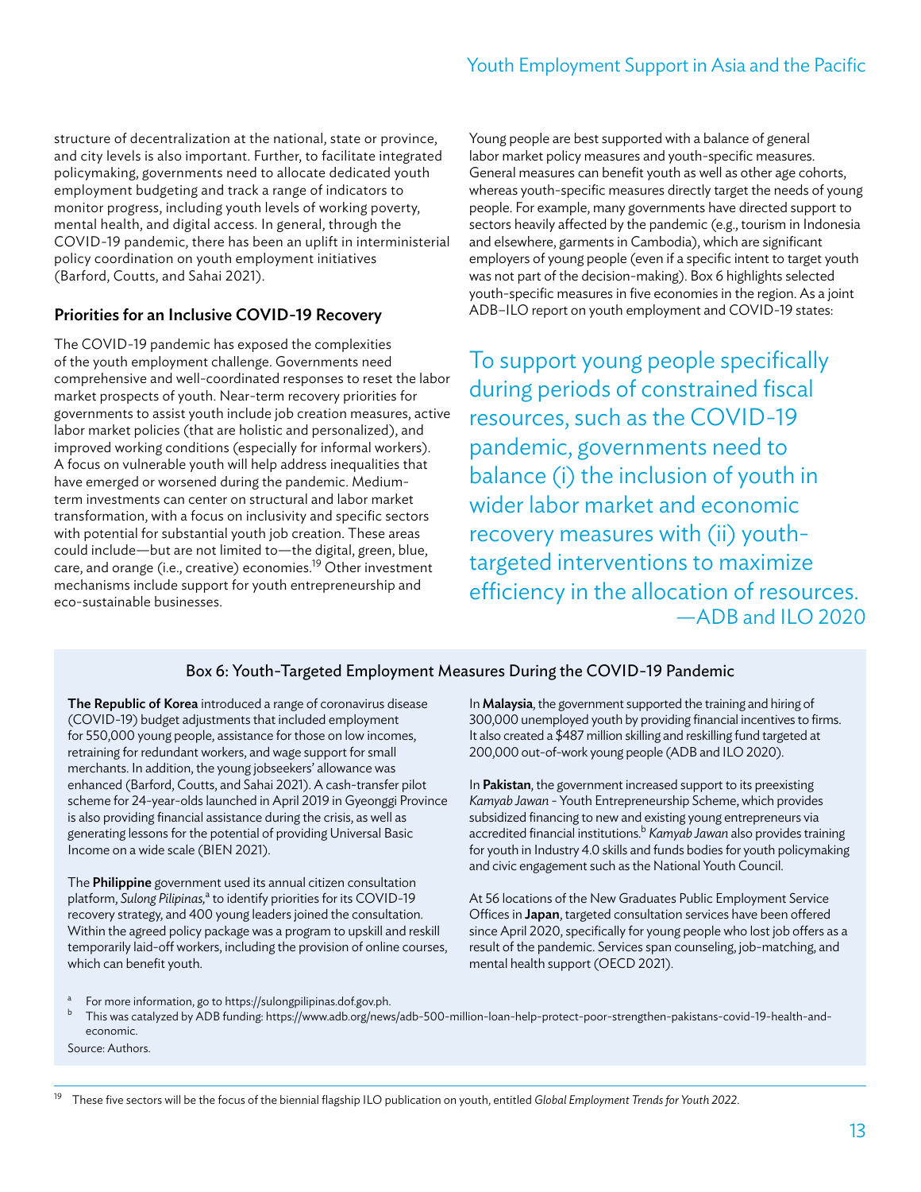structure of decentralization at the national, state or province, and city levels is also important. Further, to facilitate integrated policymaking, governments need to allocate dedicated youth employment budgeting and track a range of indicators to monitor progress, including youth levels of working poverty, mental health, and digital access. In general, through the COVID-19 pandemic, there has been an uplift in interministerial policy coordination on youth employment initiatives (Barford, Coutts, and Sahai 2021).

### Priorities for an Inclusive COVID-19 Recovery

The COVID-19 pandemic has exposed the complexities of the youth employment challenge. Governments need comprehensive and well-coordinated responses to reset the labor market prospects of youth. Near-term recovery priorities for governments to assist youth include job creation measures, active labor market policies (that are holistic and personalized), and improved working conditions (especially for informal workers). A focus on vulnerable youth will help address inequalities that have emerged or worsened during the pandemic. Medium-term investments can center on structural and labor market transformation, with a focus on inclusivity and specific sectors with potential for substantial youth job creation. These areas could include—but are not limited to—the digital, green, blue, care, and orange (i.e., creative) economies.[19] Other investment mechanisms include support for youth entrepreneurship and eco-sustainable businesses.

Young people are best supported with a balance of general labor market policy measures and youth-specific measures. General measures can benefit youth as well as other age cohorts, whereas youth-specific measures directly target the needs of young people. For example, many governments have directed support to sectors heavily affected by the pandemic (e.g., tourism in Indonesia and elsewhere, garments in Cambodia), which are significant employers of young people (even if a specific intent to target youth was not part of the decision-making). Box 6 highlights selected youth-specific measures in five economies in the region. As a joint ADB–ILO report on youth employment and COVID-19 states:

> To support young people specifically during periods of constrained fiscal resources, such as the COVID-19 pandemic, governments need to balance (i) the inclusion of youth in wider labor market and economic recovery measures with (ii) youth-targeted interventions to maximize efficiency in the allocation of resources.
> —ADB and ILO 2020

#### Box 6: Youth-Targeted Employment Measures During the COVID-19 Pandemic

**The Republic of Korea** introduced a range of coronavirus disease (COVID-19) budget adjustments that included employment for 550,000 young people, assistance for those on low incomes, retraining for redundant workers, and wage support for small merchants. In addition, the young jobseekers' allowance was enhanced (Barford, Coutts, and Sahai 2021). A cash-transfer pilot scheme for 24-year-olds launched in April 2019 in Gyeonggi Province is also providing financial assistance during the crisis, as well as generating lessons for the potential of providing Universal Basic Income on a wide scale (BIEN 2021).

The **Philippine** government used its annual citizen consultation platform, *Sulong Pilipinas*,[a] to identify priorities for its COVID-19 recovery strategy, and 400 young leaders joined the consultation. Within the agreed policy package was a program to upskill and reskill temporarily laid-off workers, including the provision of online courses, which can benefit youth.

In **Malaysia**, the government supported the training and hiring of 300,000 unemployed youth by providing financial incentives to firms. It also created a $487 million skilling and reskilling fund targeted at 200,000 out-of-work young people (ADB and ILO 2020).

In **Pakistan**, the government increased support to its preexisting *Kamyab Jawan* - Youth Entrepreneurship Scheme, which provides subsidized financing to new and existing young entrepreneurs via accredited financial institutions.[b] *Kamyab Jawan* also provides training for youth in Industry 4.0 skills and funds bodies for youth policymaking and civic engagement such as the National Youth Council.

At 56 locations of the New Graduates Public Employment Service Offices in **Japan**, targeted consultation services have been offered since April 2020, specifically for young people who lost job offers as a result of the pandemic. Services span counseling, job-matching, and mental health support (OECD 2021).

[a] For more information, go to https://sulongpilipinas.dof.gov.ph.
[b] This was catalyzed by ADB funding: https://www.adb.org/news/adb-500-million-loan-help-protect-poor-strengthen-pakistans-covid-19-health-and-economic.

Source: Authors.

---

[19] These five sectors will be the focus of the biennial flagship ILO publication on youth, entitled *Global Employment Trends for Youth 2022*.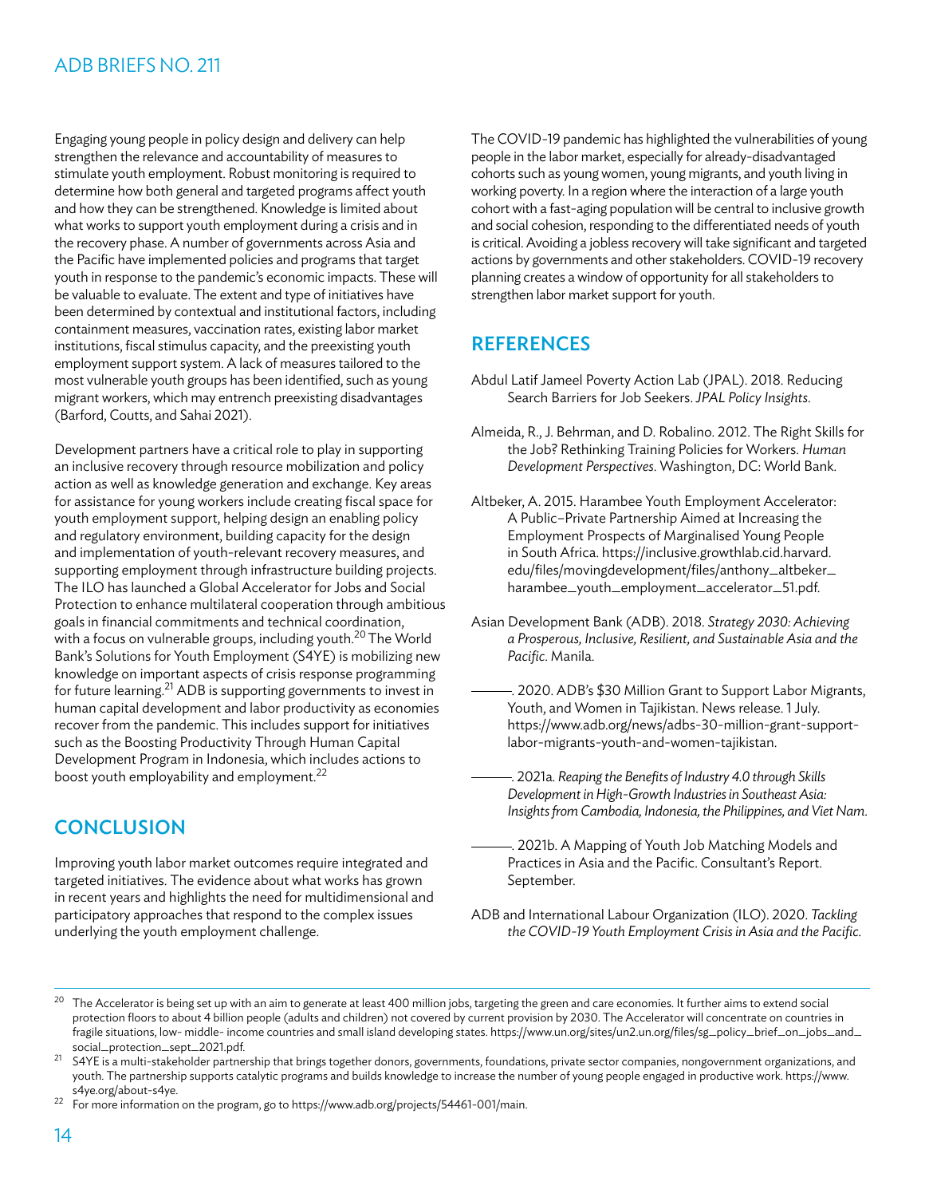Engaging young people in policy design and delivery can help strengthen the relevance and accountability of measures to stimulate youth employment. Robust monitoring is required to determine how both general and targeted programs affect youth and how they can be strengthened. Knowledge is limited about what works to support youth employment during a crisis and in the recovery phase. A number of governments across Asia and the Pacific have implemented policies and programs that target youth in response to the pandemic's economic impacts. These will be valuable to evaluate. The extent and type of initiatives have been determined by contextual and institutional factors, including containment measures, vaccination rates, existing labor market institutions, fiscal stimulus capacity, and the preexisting youth employment support system. A lack of measures tailored to the most vulnerable youth groups has been identified, such as young migrant workers, which may entrench preexisting disadvantages (Barford, Coutts, and Sahai 2021).

Development partners have a critical role to play in supporting an inclusive recovery through resource mobilization and policy action as well as knowledge generation and exchange. Key areas for assistance for young workers include creating fiscal space for youth employment support, helping design an enabling policy and regulatory environment, building capacity for the design and implementation of youth-relevant recovery measures, and supporting employment through infrastructure building projects. The ILO has launched a Global Accelerator for Jobs and Social Protection to enhance multilateral cooperation through ambitious goals in financial commitments and technical coordination, with a focus on vulnerable groups, including youth.[20] The World Bank's Solutions for Youth Employment (S4YE) is mobilizing new knowledge on important aspects of crisis response programming for future learning.[21] ADB is supporting governments to invest in human capital development and labor productivity as economies recover from the pandemic. This includes support for initiatives such as the Boosting Productivity Through Human Capital Development Program in Indonesia, which includes actions to boost youth employability and employment.[22]

## CONCLUSION

Improving youth labor market outcomes require integrated and targeted initiatives. The evidence about what works has grown in recent years and highlights the need for multidimensional and participatory approaches that respond to the complex issues underlying the youth employment challenge.

The COVID-19 pandemic has highlighted the vulnerabilities of young people in the labor market, especially for already-disadvantaged cohorts such as young women, young migrants, and youth living in working poverty. In a region where the interaction of a large youth cohort with a fast-aging population will be central to inclusive growth and social cohesion, responding to the differentiated needs of youth is critical. Avoiding a jobless recovery will take significant and targeted actions by governments and other stakeholders. COVID-19 recovery planning creates a window of opportunity for all stakeholders to strengthen labor market support for youth.

## REFERENCES

Abdul Latif Jameel Poverty Action Lab (JPAL). 2018. Reducing Search Barriers for Job Seekers. *JPAL Policy Insights*.

Almeida, R., J. Behrman, and D. Robalino. 2012. The Right Skills for the Job? Rethinking Training Policies for Workers. *Human Development Perspectives*. Washington, DC: World Bank.

Altbeker, A. 2015. Harambee Youth Employment Accelerator: A Public–Private Partnership Aimed at Increasing the Employment Prospects of Marginalised Young People in South Africa. https://inclusive.growthlab.cid.harvard.edu/files/movingdevelopment/files/anthony_altbeker_harambee_youth_employment_accelerator_51.pdf.

Asian Development Bank (ADB). 2018. *Strategy 2030: Achieving a Prosperous, Inclusive, Resilient, and Sustainable Asia and the Pacific*. Manila.

———. 2020. ADB's $30 Million Grant to Support Labor Migrants, Youth, and Women in Tajikistan. News release. 1 July. https://www.adb.org/news/adbs-30-million-grant-support-labor-migrants-youth-and-women-tajikistan.

———. 2021a. *Reaping the Benefits of Industry 4.0 through Skills Development in High-Growth Industries in Southeast Asia: Insights from Cambodia, Indonesia, the Philippines, and Viet Nam*.

———. 2021b. A Mapping of Youth Job Matching Models and Practices in Asia and the Pacific. Consultant's Report. September.

ADB and International Labour Organization (ILO). 2020. *Tackling the COVID-19 Youth Employment Crisis in Asia and the Pacific*.

---

[20] The Accelerator is being set up with an aim to generate at least 400 million jobs, targeting the green and care economies. It further aims to extend social protection floors to about 4 billion people (adults and children) not covered by current provision by 2030. The Accelerator will concentrate on countries in fragile situations, low- middle- income countries and small island developing states. https://www.un.org/sites/un2.un.org/files/sg_policy_brief_on_jobs_and_social_protection_sept_2021.pdf.

[21] S4YE is a multi-stakeholder partnership that brings together donors, governments, foundations, private sector companies, nongovernment organizations, and youth. The partnership supports catalytic programs and builds knowledge to increase the number of young people engaged in productive work. https://www.s4ye.org/about-s4ye.

[22] For more information on the program, go to https://www.adb.org/projects/54461-001/main.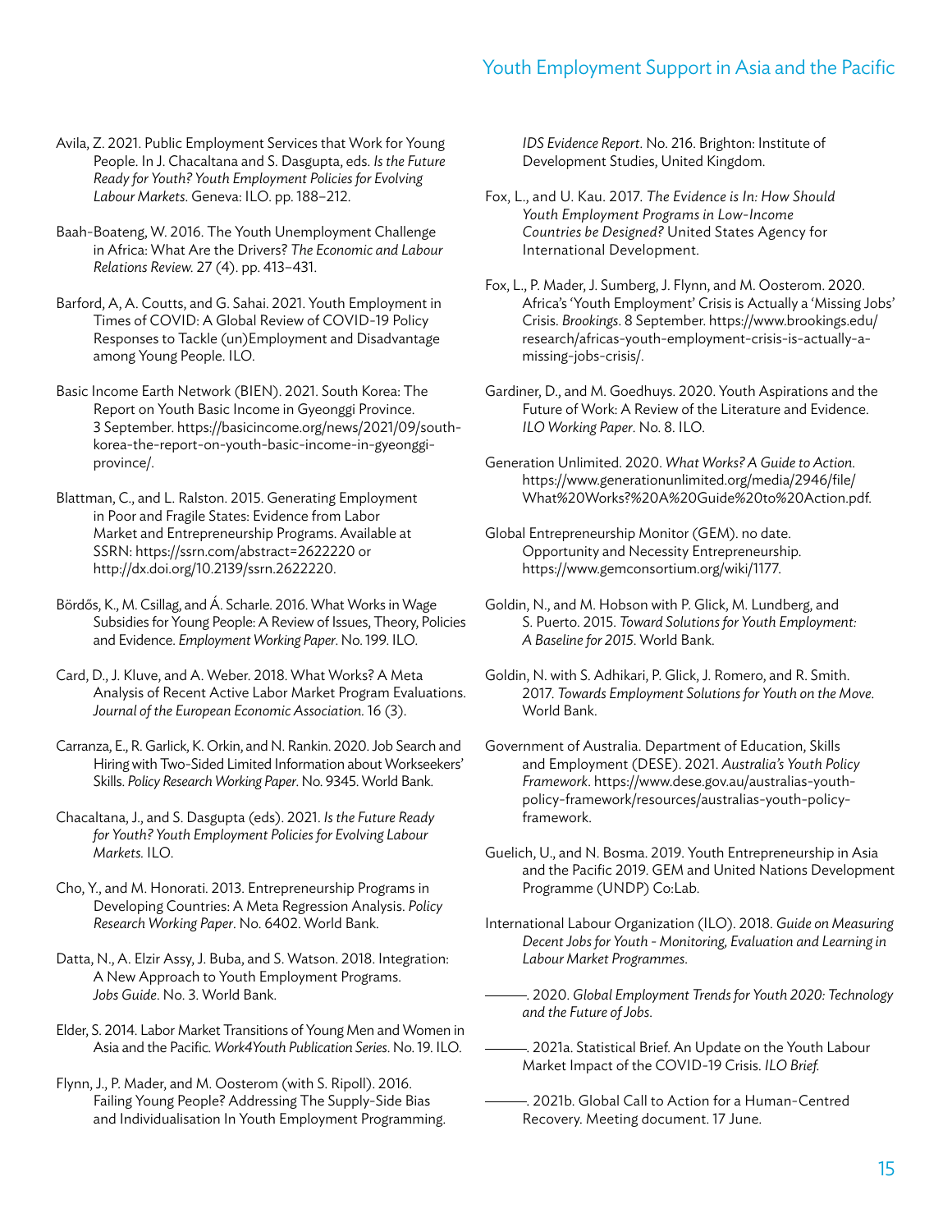Avila, Z. 2021. Public Employment Services that Work for Young People. In J. Chacaltana and S. Dasgupta, eds. *Is the Future Ready for Youth? Youth Employment Policies for Evolving Labour Markets*. Geneva: ILO. pp. 188–212.

Baah-Boateng, W. 2016. The Youth Unemployment Challenge in Africa: What Are the Drivers? *The Economic and Labour Relations Review*. 27 (4). pp. 413–431.

Barford, A, A. Coutts, and G. Sahai. 2021. Youth Employment in Times of COVID: A Global Review of COVID-19 Policy Responses to Tackle (un)Employment and Disadvantage among Young People. ILO.

Basic Income Earth Network (BIEN). 2021. South Korea: The Report on Youth Basic Income in Gyeonggi Province. 3 September. https://basicincome.org/news/2021/09/south-korea-the-report-on-youth-basic-income-in-gyeonggi-province/.

Blattman, C., and L. Ralston. 2015. Generating Employment in Poor and Fragile States: Evidence from Labor Market and Entrepreneurship Programs. Available at SSRN: https://ssrn.com/abstract=2622220 or http://dx.doi.org/10.2139/ssrn.2622220.

Bördős, K., M. Csillag, and Á. Scharle. 2016. What Works in Wage Subsidies for Young People: A Review of Issues, Theory, Policies and Evidence. *Employment Working Paper*. No. 199. ILO.

Card, D., J. Kluve, and A. Weber. 2018. What Works? A Meta Analysis of Recent Active Labor Market Program Evaluations. *Journal of the European Economic Association*. 16 (3).

Carranza, E., R. Garlick, K. Orkin, and N. Rankin. 2020. Job Search and Hiring with Two-Sided Limited Information about Workseekers' Skills. *Policy Research Working Paper*. No. 9345. World Bank.

Chacaltana, J., and S. Dasgupta (eds). 2021. *Is the Future Ready for Youth? Youth Employment Policies for Evolving Labour Markets*. ILO.

Cho, Y., and M. Honorati. 2013. Entrepreneurship Programs in Developing Countries: A Meta Regression Analysis. *Policy Research Working Paper*. No. 6402. World Bank.

Datta, N., A. Elzir Assy, J. Buba, and S. Watson. 2018. Integration: A New Approach to Youth Employment Programs. *Jobs Guide*. No. 3. World Bank.

Elder, S. 2014. Labor Market Transitions of Young Men and Women in Asia and the Pacific. *Work4Youth Publication Series*. No. 19. ILO.

Flynn, J., P. Mader, and M. Oosterom (with S. Ripoll). 2016. Failing Young People? Addressing The Supply-Side Bias and Individualisation In Youth Employment Programming. *IDS Evidence Report*. No. 216. Brighton: Institute of Development Studies, United Kingdom.

Fox, L., and U. Kau. 2017. *The Evidence is In: How Should Youth Employment Programs in Low-Income Countries be Designed?* United States Agency for International Development.

Fox, L., P. Mader, J. Sumberg, J. Flynn, and M. Oosterom. 2020. Africa's 'Youth Employment' Crisis is Actually a 'Missing Jobs' Crisis. *Brookings*. 8 September. https://www.brookings.edu/research/africas-youth-employment-crisis-is-actually-a-missing-jobs-crisis/.

Gardiner, D., and M. Goedhuys. 2020. Youth Aspirations and the Future of Work: A Review of the Literature and Evidence. *ILO Working Paper*. No. 8. ILO.

Generation Unlimited. 2020. *What Works? A Guide to Action*. https://www.generationunlimited.org/media/2946/file/What%20Works?%20A%20Guide%20to%20Action.pdf.

Global Entrepreneurship Monitor (GEM). no date. Opportunity and Necessity Entrepreneurship. https://www.gemconsortium.org/wiki/1177.

Goldin, N., and M. Hobson with P. Glick, M. Lundberg, and S. Puerto. 2015. *Toward Solutions for Youth Employment: A Baseline for 2015*. World Bank.

Goldin, N. with S. Adhikari, P. Glick, J. Romero, and R. Smith. 2017. *Towards Employment Solutions for Youth on the Move*. World Bank.

Government of Australia. Department of Education, Skills and Employment (DESE). 2021. *Australia's Youth Policy Framework*. https://www.dese.gov.au/australias-youth-policy-framework/resources/australias-youth-policy-framework.

Guelich, U., and N. Bosma. 2019. Youth Entrepreneurship in Asia and the Pacific 2019. GEM and United Nations Development Programme (UNDP) Co:Lab.

International Labour Organization (ILO). 2018. *Guide on Measuring Decent Jobs for Youth - Monitoring, Evaluation and Learning in Labour Market Programmes*.

———. 2020. *Global Employment Trends for Youth 2020: Technology and the Future of Jobs*.

———. 2021a. Statistical Brief. An Update on the Youth Labour Market Impact of the COVID-19 Crisis. *ILO Brief*.

———. 2021b. Global Call to Action for a Human-Centred Recovery. Meeting document. 17 June.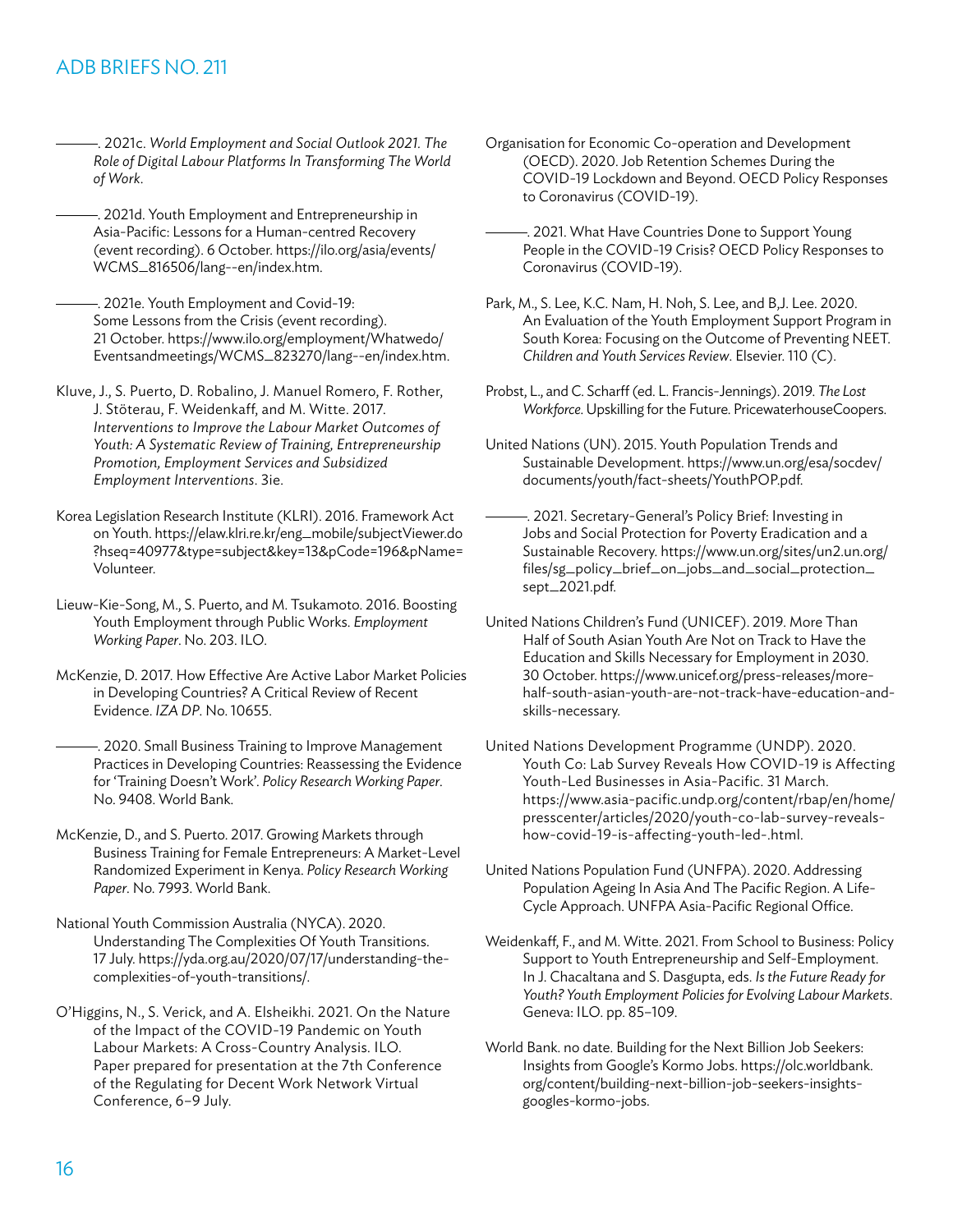———. 2021c. *World Employment and Social Outlook 2021. The Role of Digital Labour Platforms In Transforming The World of Work*.

———. 2021d. Youth Employment and Entrepreneurship in Asia-Pacific: Lessons for a Human-centred Recovery (event recording). 6 October. https://ilo.org/asia/events/WCMS_816506/lang--en/index.htm.

———. 2021e. Youth Employment and Covid-19: Some Lessons from the Crisis (event recording). 21 October. https://www.ilo.org/employment/Whatwedo/Eventsandmeetings/WCMS_823270/lang--en/index.htm.

Kluve, J., S. Puerto, D. Robalino, J. Manuel Romero, F. Rother, J. Stöterau, F. Weidenkaff, and M. Witte. 2017. *Interventions to Improve the Labour Market Outcomes of Youth: A Systematic Review of Training, Entrepreneurship Promotion, Employment Services and Subsidized Employment Interventions*. 3ie.

Korea Legislation Research Institute (KLRI). 2016. Framework Act on Youth. https://elaw.klri.re.kr/eng_mobile/subjectViewer.do?hseq=40977&type=subject&key=13&pCode=196&pName=Volunteer.

Lieuw-Kie-Song, M., S. Puerto, and M. Tsukamoto. 2016. Boosting Youth Employment through Public Works. *Employment Working Paper*. No. 203. ILO.

McKenzie, D. 2017. How Effective Are Active Labor Market Policies in Developing Countries? A Critical Review of Recent Evidence. *IZA DP*. No. 10655.

———. 2020. Small Business Training to Improve Management Practices in Developing Countries: Reassessing the Evidence for 'Training Doesn't Work'. *Policy Research Working Paper*. No. 9408. World Bank.

McKenzie, D., and S. Puerto. 2017. Growing Markets through Business Training for Female Entrepreneurs: A Market-Level Randomized Experiment in Kenya. *Policy Research Working Paper*. No. 7993. World Bank.

National Youth Commission Australia (NYCA). 2020. Understanding The Complexities Of Youth Transitions. 17 July. https://yda.org.au/2020/07/17/understanding-the-complexities-of-youth-transitions/.

O'Higgins, N., S. Verick, and A. Elsheikhi. 2021. On the Nature of the Impact of the COVID-19 Pandemic on Youth Labour Markets: A Cross-Country Analysis. ILO. Paper prepared for presentation at the 7th Conference of the Regulating for Decent Work Network Virtual Conference, 6–9 July.

Organisation for Economic Co-operation and Development (OECD). 2020. Job Retention Schemes During the COVID-19 Lockdown and Beyond. OECD Policy Responses to Coronavirus (COVID-19).

———. 2021. What Have Countries Done to Support Young People in the COVID-19 Crisis? OECD Policy Responses to Coronavirus (COVID-19).

Park, M., S. Lee, K.C. Nam, H. Noh, S. Lee, and B,J. Lee. 2020. An Evaluation of the Youth Employment Support Program in South Korea: Focusing on the Outcome of Preventing NEET. *Children and Youth Services Review*. Elsevier. 110 (C).

Probst, L., and C. Scharff (ed. L. Francis-Jennings). 2019. *The Lost Workforce*. Upskilling for the Future. PricewaterhouseCoopers.

United Nations (UN). 2015. Youth Population Trends and Sustainable Development. https://www.un.org/esa/socdev/documents/youth/fact-sheets/YouthPOP.pdf.

———. 2021. Secretary-General's Policy Brief: Investing in Jobs and Social Protection for Poverty Eradication and a Sustainable Recovery. https://www.un.org/sites/un2.un.org/files/sg_policy_brief_on_jobs_and_social_protection_sept_2021.pdf.

United Nations Children's Fund (UNICEF). 2019. More Than Half of South Asian Youth Are Not on Track to Have the Education and Skills Necessary for Employment in 2030. 30 October. https://www.unicef.org/press-releases/more-half-south-asian-youth-are-not-track-have-education-and-skills-necessary.

United Nations Development Programme (UNDP). 2020. Youth Co: Lab Survey Reveals How COVID-19 is Affecting Youth-Led Businesses in Asia-Pacific. 31 March. https://www.asia-pacific.undp.org/content/rbap/en/home/presscenter/articles/2020/youth-co-lab-survey-reveals-how-covid-19-is-affecting-youth-led-.html.

United Nations Population Fund (UNFPA). 2020. Addressing Population Ageing In Asia And The Pacific Region. A Life-Cycle Approach. UNFPA Asia-Pacific Regional Office.

Weidenkaff, F., and M. Witte. 2021. From School to Business: Policy Support to Youth Entrepreneurship and Self-Employment. In J. Chacaltana and S. Dasgupta, eds. *Is the Future Ready for Youth? Youth Employment Policies for Evolving Labour Markets*. Geneva: ILO. pp. 85–109.

World Bank. no date. Building for the Next Billion Job Seekers: Insights from Google's Kormo Jobs. https://olc.worldbank.org/content/building-next-billion-job-seekers-insights-googles-kormo-jobs.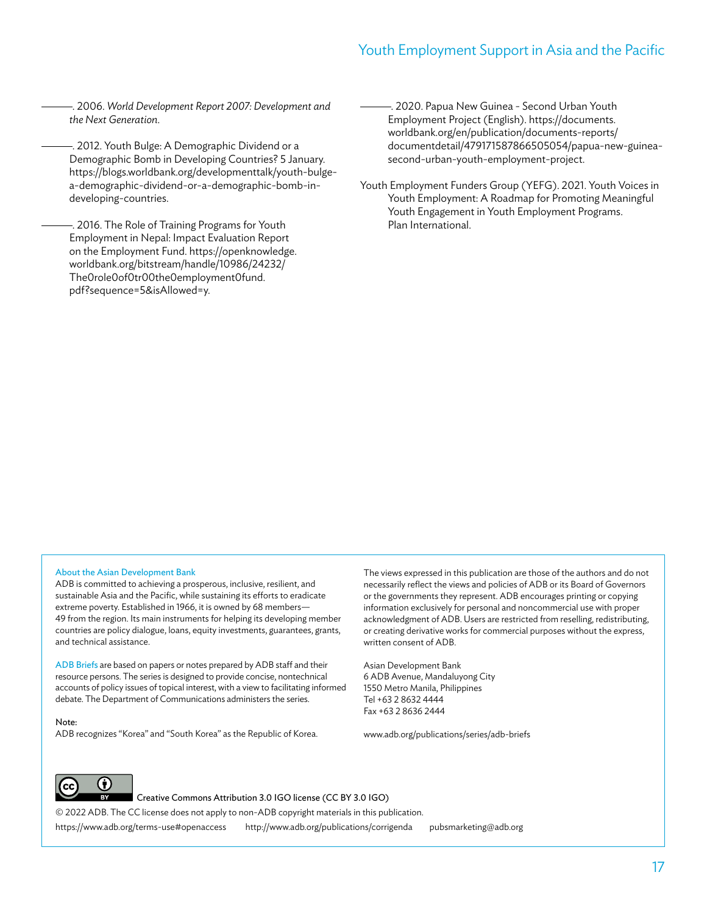———. 2006. *World Development Report 2007: Development and the Next Generation*.

———. 2012. Youth Bulge: A Demographic Dividend or a Demographic Bomb in Developing Countries? 5 January. https://blogs.worldbank.org/developmenttalk/youth-bulge-a-demographic-dividend-or-a-demographic-bomb-in-developing-countries.

———. 2016. The Role of Training Programs for Youth Employment in Nepal: Impact Evaluation Report on the Employment Fund. https://openknowledge.worldbank.org/bitstream/handle/10986/24232/The0role0of0tr00the0employment0fund.pdf?sequence=5&isAllowed=y.

———. 2020. Papua New Guinea - Second Urban Youth Employment Project (English). https://documents.worldbank.org/en/publication/documents-reports/documentdetail/479171587866505054/papua-new-guinea-second-urban-youth-employment-project.

Youth Employment Funders Group (YEFG). 2021. Youth Voices in Youth Employment: A Roadmap for Promoting Meaningful Youth Engagement in Youth Employment Programs. Plan International.

**About the Asian Development Bank**

ADB is committed to achieving a prosperous, inclusive, resilient, and sustainable Asia and the Pacific, while sustaining its efforts to eradicate extreme poverty. Established in 1966, it is owned by 68 members—49 from the region. Its main instruments for helping its developing member countries are policy dialogue, loans, equity investments, guarantees, grants, and technical assistance.

ADB Briefs are based on papers or notes prepared by ADB staff and their resource persons. The series is designed to provide concise, nontechnical accounts of policy issues of topical interest, with a view to facilitating informed debate. The Department of Communications administers the series.

Note:
ADB recognizes "Korea" and "South Korea" as the Republic of Korea.

The views expressed in this publication are those of the authors and do not necessarily reflect the views and policies of ADB or its Board of Governors or the governments they represent. ADB encourages printing or copying information exclusively for personal and noncommercial use with proper acknowledgment of ADB. Users are restricted from reselling, redistributing, or creating derivative works for commercial purposes without the express, written consent of ADB.

Asian Development Bank
6 ADB Avenue, Mandaluyong City
1550 Metro Manila, Philippines
Tel +63 2 8632 4444
Fax +63 2 8636 2444

www.adb.org/publications/series/adb-briefs

Creative Commons Attribution 3.0 IGO license (CC BY 3.0 IGO)

© 2022 ADB. The CC license does not apply to non-ADB copyright materials in this publication.

https://www.adb.org/terms-use#openaccess http://www.adb.org/publications/corrigenda pubsmarketing@adb.org